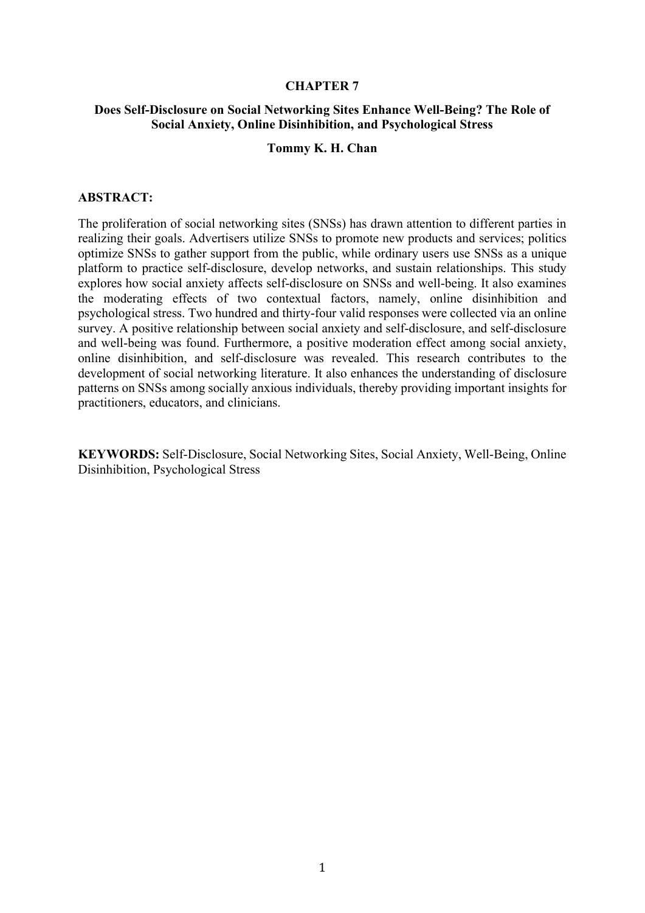# CHAPTER 7

## Does Self-Disclosure on Social Networking Sites Enhance Well-Being? The Role of Social Anxiety, Online Disinhibition, and Psychological Stress

**Tommy K. H. Chan**

**ABSTRACT:**

The proliferation of social networking sites (SNSs) has drawn attention to different parties in realizing their goals. Advertisers utilize SNSs to promote new products and services; politics optimize SNSs to gather support from the public, while ordinary users use SNSs as a unique platform to practice self-disclosure, develop networks, and sustain relationships. This study explores how social anxiety affects self-disclosure on SNSs and well-being. It also examines the moderating effects of two contextual factors, namely, online disinhibition and psychological stress. Two hundred and thirty-four valid responses were collected via an online survey. A positive relationship between social anxiety and self-disclosure, and self-disclosure and well-being was found. Furthermore, a positive moderation effect among social anxiety, online disinhibition, and self-disclosure was revealed. This research contributes to the development of social networking literature. It also enhances the understanding of disclosure patterns on SNSs among socially anxious individuals, thereby providing important insights for practitioners, educators, and clinicians.

**KEYWORDS:** Self-Disclosure, Social Networking Sites, Social Anxiety, Well-Being, Online Disinhibition, Psychological Stress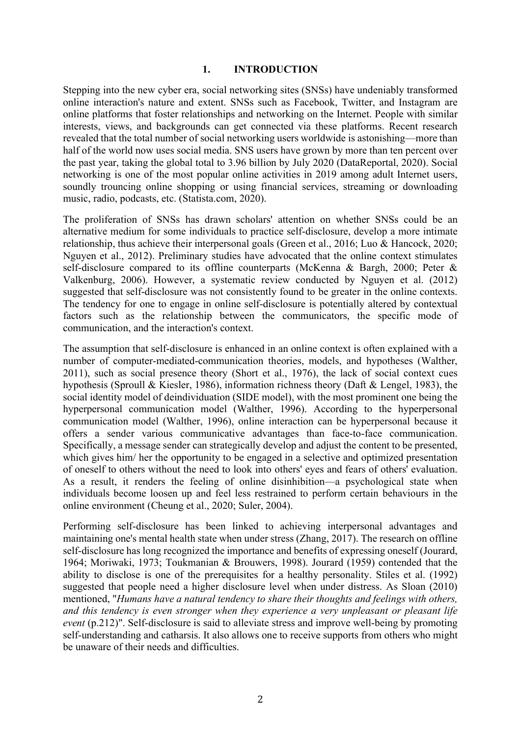# 1. INTRODUCTION

Stepping into the new cyber era, social networking sites (SNSs) have undeniably transformed online interaction's nature and extent. SNSs such as Facebook, Twitter, and Instagram are online platforms that foster relationships and networking on the Internet. People with similar interests, views, and backgrounds can get connected via these platforms. Recent research revealed that the total number of social networking users worldwide is astonishing—more than half of the world now uses social media. SNS users have grown by more than ten percent over the past year, taking the global total to 3.96 billion by July 2020 (DataReportal, 2020). Social networking is one of the most popular online activities in 2019 among adult Internet users, soundly trouncing online shopping or using financial services, streaming or downloading music, radio, podcasts, etc. (Statista.com, 2020).

The proliferation of SNSs has drawn scholars' attention on whether SNSs could be an alternative medium for some individuals to practice self-disclosure, develop a more intimate relationship, thus achieve their interpersonal goals (Green et al., 2016; Luo & Hancock, 2020; Nguyen et al., 2012). Preliminary studies have advocated that the online context stimulates self-disclosure compared to its offline counterparts (McKenna & Bargh, 2000; Peter & Valkenburg, 2006). However, a systematic review conducted by Nguyen et al. (2012) suggested that self-disclosure was not consistently found to be greater in the online contexts. The tendency for one to engage in online self-disclosure is potentially altered by contextual factors such as the relationship between the communicators, the specific mode of communication, and the interaction's context.

The assumption that self-disclosure is enhanced in an online context is often explained with a number of computer-mediated-communication theories, models, and hypotheses (Walther, 2011), such as social presence theory (Short et al., 1976), the lack of social context cues hypothesis (Sproull & Kiesler, 1986), information richness theory (Daft & Lengel, 1983), the social identity model of deindividuation (SIDE model), with the most prominent one being the hyperpersonal communication model (Walther, 1996). According to the hyperpersonal communication model (Walther, 1996), online interaction can be hyperpersonal because it offers a sender various communicative advantages than face-to-face communication. Specifically, a message sender can strategically develop and adjust the content to be presented, which gives him/ her the opportunity to be engaged in a selective and optimized presentation of oneself to others without the need to look into others' eyes and fears of others' evaluation. As a result, it renders the feeling of online disinhibition—a psychological state when individuals become loosen up and feel less restrained to perform certain behaviours in the online environment (Cheung et al., 2020; Suler, 2004).

Performing self-disclosure has been linked to achieving interpersonal advantages and maintaining one's mental health state when under stress (Zhang, 2017). The research on offline self-disclosure has long recognized the importance and benefits of expressing oneself (Jourard, 1964; Moriwaki, 1973; Toukmanian & Brouwers, 1998). Jourard (1959) contended that the ability to disclose is one of the prerequisites for a healthy personality. Stiles et al. (1992) suggested that people need a higher disclosure level when under distress. As Sloan (2010) mentioned, "*Humans have a natural tendency to share their thoughts and feelings with others, and this tendency is even stronger when they experience a very unpleasant or pleasant life event* (p.212)". Self-disclosure is said to alleviate stress and improve well-being by promoting self-understanding and catharsis. It also allows one to receive supports from others who might be unaware of their needs and difficulties.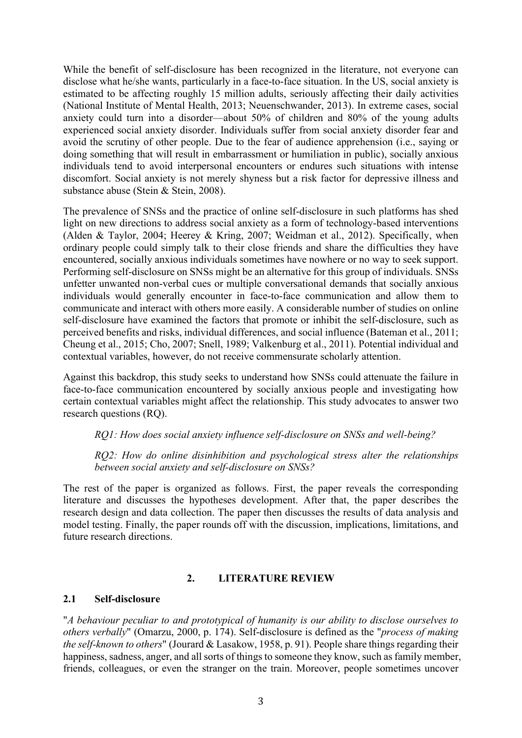While the benefit of self-disclosure has been recognized in the literature, not everyone can disclose what he/she wants, particularly in a face-to-face situation. In the US, social anxiety is estimated to be affecting roughly 15 million adults, seriously affecting their daily activities (National Institute of Mental Health, 2013; Neuenschwander, 2013). In extreme cases, social anxiety could turn into a disorder—about 50% of children and 80% of the young adults experienced social anxiety disorder. Individuals suffer from social anxiety disorder fear and avoid the scrutiny of other people. Due to the fear of audience apprehension (i.e., saying or doing something that will result in embarrassment or humiliation in public), socially anxious individuals tend to avoid interpersonal encounters or endures such situations with intense discomfort. Social anxiety is not merely shyness but a risk factor for depressive illness and substance abuse (Stein & Stein, 2008).

The prevalence of SNSs and the practice of online self-disclosure in such platforms has shed light on new directions to address social anxiety as a form of technology-based interventions (Alden & Taylor, 2004; Heerey & Kring, 2007; Weidman et al., 2012). Specifically, when ordinary people could simply talk to their close friends and share the difficulties they have encountered, socially anxious individuals sometimes have nowhere or no way to seek support. Performing self-disclosure on SNSs might be an alternative for this group of individuals. SNSs unfetter unwanted non-verbal cues or multiple conversational demands that socially anxious individuals would generally encounter in face-to-face communication and allow them to communicate and interact with others more easily. A considerable number of studies on online self-disclosure have examined the factors that promote or inhibit the self-disclosure, such as perceived benefits and risks, individual differences, and social influence (Bateman et al., 2011; Cheung et al., 2015; Cho, 2007; Snell, 1989; Valkenburg et al., 2011). Potential individual and contextual variables, however, do not receive commensurate scholarly attention.

Against this backdrop, this study seeks to understand how SNSs could attenuate the failure in face-to-face communication encountered by socially anxious people and investigating how certain contextual variables might affect the relationship. This study advocates to answer two research questions (RQ).

*RQ1: How does social anxiety influence self-disclosure on SNSs and well-being?*

*RQ2: How do online disinhibition and psychological stress alter the relationships between social anxiety and self-disclosure on SNSs?*

The rest of the paper is organized as follows. First, the paper reveals the corresponding literature and discusses the hypotheses development. After that, the paper describes the research design and data collection. The paper then discusses the results of data analysis and model testing. Finally, the paper rounds off with the discussion, implications, limitations, and future research directions.

## 2. LITERATURE REVIEW

### 2.1 Self-disclosure

"*A behaviour peculiar to and prototypical of humanity is our ability to disclose ourselves to others verbally*" (Omarzu, 2000, p. 174). Self-disclosure is defined as the "*process of making the self-known to others*" (Jourard & Lasakow, 1958, p. 91). People share things regarding their happiness, sadness, anger, and all sorts of things to someone they know, such as family member, friends, colleagues, or even the stranger on the train. Moreover, people sometimes uncover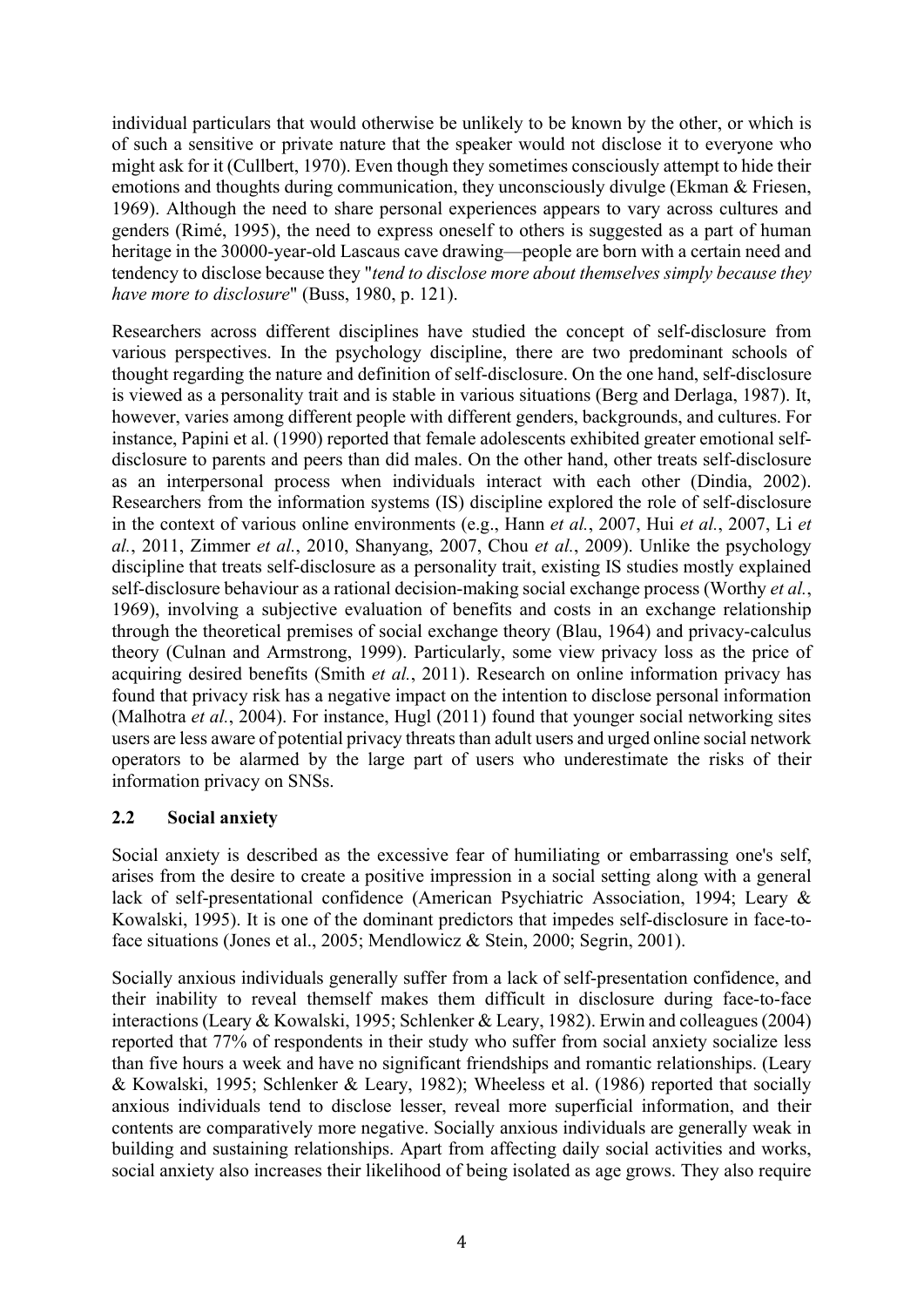individual particulars that would otherwise be unlikely to be known by the other, or which is of such a sensitive or private nature that the speaker would not disclose it to everyone who might ask for it (Cullbert, 1970). Even though they sometimes consciously attempt to hide their emotions and thoughts during communication, they unconsciously divulge (Ekman & Friesen, 1969). Although the need to share personal experiences appears to vary across cultures and genders (Rimé, 1995), the need to express oneself to others is suggested as a part of human heritage in the 30000-year-old Lascaus cave drawing—people are born with a certain need and tendency to disclose because they "*tend to disclose more about themselves simply because they have more to disclosure*" (Buss, 1980, p. 121).

Researchers across different disciplines have studied the concept of self-disclosure from various perspectives. In the psychology discipline, there are two predominant schools of thought regarding the nature and definition of self-disclosure. On the one hand, self-disclosure is viewed as a personality trait and is stable in various situations (Berg and Derlaga, 1987). It, however, varies among different people with different genders, backgrounds, and cultures. For instance, Papini et al. (1990) reported that female adolescents exhibited greater emotional self-disclosure to parents and peers than did males. On the other hand, other treats self-disclosure as an interpersonal process when individuals interact with each other (Dindia, 2002). Researchers from the information systems (IS) discipline explored the role of self-disclosure in the context of various online environments (e.g., Hann *et al.*, 2007, Hui *et al.*, 2007, Li *et al.*, 2011, Zimmer *et al.*, 2010, Shanyang, 2007, Chou *et al.*, 2009). Unlike the psychology discipline that treats self-disclosure as a personality trait, existing IS studies mostly explained self-disclosure behaviour as a rational decision-making social exchange process (Worthy *et al.*, 1969), involving a subjective evaluation of benefits and costs in an exchange relationship through the theoretical premises of social exchange theory (Blau, 1964) and privacy-calculus theory (Culnan and Armstrong, 1999). Particularly, some view privacy loss as the price of acquiring desired benefits (Smith *et al.*, 2011). Research on online information privacy has found that privacy risk has a negative impact on the intention to disclose personal information (Malhotra *et al.*, 2004). For instance, Hugl (2011) found that younger social networking sites users are less aware of potential privacy threats than adult users and urged online social network operators to be alarmed by the large part of users who underestimate the risks of their information privacy on SNSs.

## 2.2 Social anxiety

Social anxiety is described as the excessive fear of humiliating or embarrassing one's self, arises from the desire to create a positive impression in a social setting along with a general lack of self-presentational confidence (American Psychiatric Association, 1994; Leary & Kowalski, 1995). It is one of the dominant predictors that impedes self-disclosure in face-to-face situations (Jones et al., 2005; Mendlowicz & Stein, 2000; Segrin, 2001).

Socially anxious individuals generally suffer from a lack of self-presentation confidence, and their inability to reveal themself makes them difficult in disclosure during face-to-face interactions (Leary & Kowalski, 1995; Schlenker & Leary, 1982). Erwin and colleagues (2004) reported that 77% of respondents in their study who suffer from social anxiety socialize less than five hours a week and have no significant friendships and romantic relationships. (Leary & Kowalski, 1995; Schlenker & Leary, 1982); Wheeless et al. (1986) reported that socially anxious individuals tend to disclose lesser, reveal more superficial information, and their contents are comparatively more negative. Socially anxious individuals are generally weak in building and sustaining relationships. Apart from affecting daily social activities and works, social anxiety also increases their likelihood of being isolated as age grows. They also require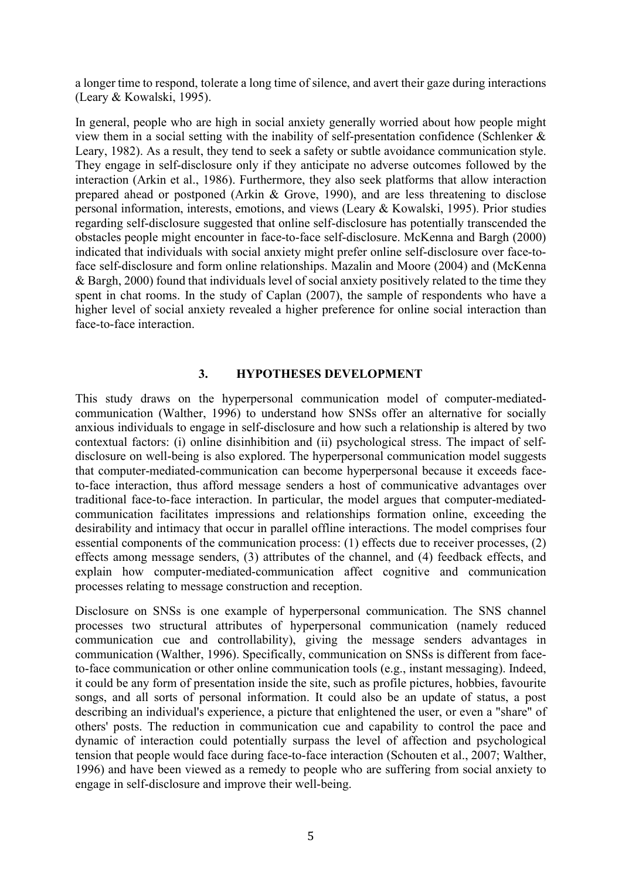a longer time to respond, tolerate a long time of silence, and avert their gaze during interactions (Leary & Kowalski, 1995).

In general, people who are high in social anxiety generally worried about how people might view them in a social setting with the inability of self-presentation confidence (Schlenker & Leary, 1982). As a result, they tend to seek a safety or subtle avoidance communication style. They engage in self-disclosure only if they anticipate no adverse outcomes followed by the interaction (Arkin et al., 1986). Furthermore, they also seek platforms that allow interaction prepared ahead or postponed (Arkin & Grove, 1990), and are less threatening to disclose personal information, interests, emotions, and views (Leary & Kowalski, 1995). Prior studies regarding self-disclosure suggested that online self-disclosure has potentially transcended the obstacles people might encounter in face-to-face self-disclosure. McKenna and Bargh (2000) indicated that individuals with social anxiety might prefer online self-disclosure over face-to-face self-disclosure and form online relationships. Mazalin and Moore (2004) and (McKenna & Bargh, 2000) found that individuals level of social anxiety positively related to the time they spent in chat rooms. In the study of Caplan (2007), the sample of respondents who have a higher level of social anxiety revealed a higher preference for online social interaction than face-to-face interaction.

## 3. HYPOTHESES DEVELOPMENT

This study draws on the hyperpersonal communication model of computer-mediated-communication (Walther, 1996) to understand how SNSs offer an alternative for socially anxious individuals to engage in self-disclosure and how such a relationship is altered by two contextual factors: (i) online disinhibition and (ii) psychological stress. The impact of self-disclosure on well-being is also explored. The hyperpersonal communication model suggests that computer-mediated-communication can become hyperpersonal because it exceeds face-to-face interaction, thus afford message senders a host of communicative advantages over traditional face-to-face interaction. In particular, the model argues that computer-mediated-communication facilitates impressions and relationships formation online, exceeding the desirability and intimacy that occur in parallel offline interactions. The model comprises four essential components of the communication process: (1) effects due to receiver processes, (2) effects among message senders, (3) attributes of the channel, and (4) feedback effects, and explain how computer-mediated-communication affect cognitive and communication processes relating to message construction and reception.

Disclosure on SNSs is one example of hyperpersonal communication. The SNS channel processes two structural attributes of hyperpersonal communication (namely reduced communication cue and controllability), giving the message senders advantages in communication (Walther, 1996). Specifically, communication on SNSs is different from face-to-face communication or other online communication tools (e.g., instant messaging). Indeed, it could be any form of presentation inside the site, such as profile pictures, hobbies, favourite songs, and all sorts of personal information. It could also be an update of status, a post describing an individual's experience, a picture that enlightened the user, or even a "share" of others' posts. The reduction in communication cue and capability to control the pace and dynamic of interaction could potentially surpass the level of affection and psychological tension that people would face during face-to-face interaction (Schouten et al., 2007; Walther, 1996) and have been viewed as a remedy to people who are suffering from social anxiety to engage in self-disclosure and improve their well-being.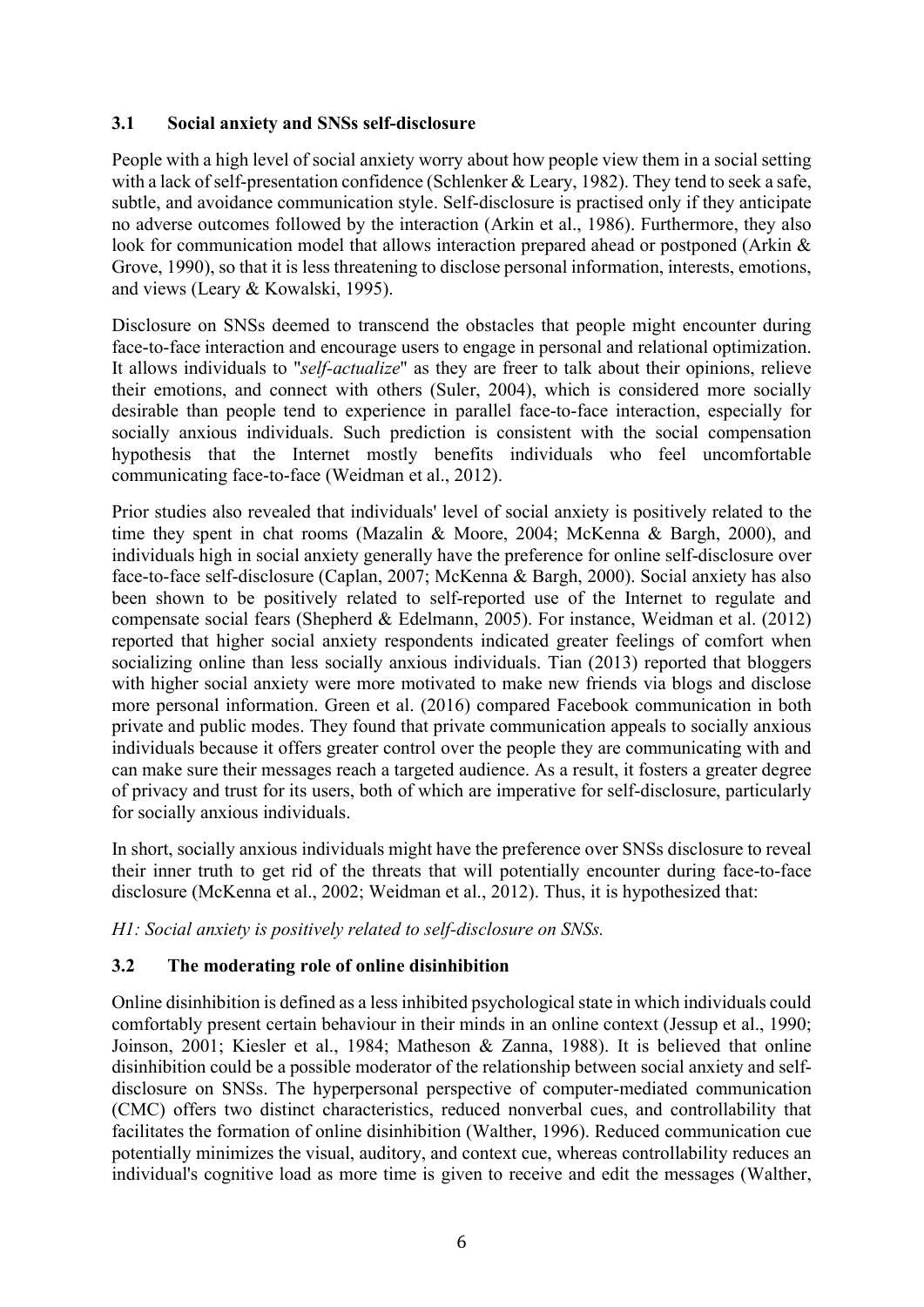### 3.1 Social anxiety and SNSs self-disclosure

People with a high level of social anxiety worry about how people view them in a social setting with a lack of self-presentation confidence (Schlenker & Leary, 1982). They tend to seek a safe, subtle, and avoidance communication style. Self-disclosure is practised only if they anticipate no adverse outcomes followed by the interaction (Arkin et al., 1986). Furthermore, they also look for communication model that allows interaction prepared ahead or postponed (Arkin & Grove, 1990), so that it is less threatening to disclose personal information, interests, emotions, and views (Leary & Kowalski, 1995).

Disclosure on SNSs deemed to transcend the obstacles that people might encounter during face-to-face interaction and encourage users to engage in personal and relational optimization. It allows individuals to "*self-actualize*" as they are freer to talk about their opinions, relieve their emotions, and connect with others (Suler, 2004), which is considered more socially desirable than people tend to experience in parallel face-to-face interaction, especially for socially anxious individuals. Such prediction is consistent with the social compensation hypothesis that the Internet mostly benefits individuals who feel uncomfortable communicating face-to-face (Weidman et al., 2012).

Prior studies also revealed that individuals' level of social anxiety is positively related to the time they spent in chat rooms (Mazalin & Moore, 2004; McKenna & Bargh, 2000), and individuals high in social anxiety generally have the preference for online self-disclosure over face-to-face self-disclosure (Caplan, 2007; McKenna & Bargh, 2000). Social anxiety has also been shown to be positively related to self-reported use of the Internet to regulate and compensate social fears (Shepherd & Edelmann, 2005). For instance, Weidman et al. (2012) reported that higher social anxiety respondents indicated greater feelings of comfort when socializing online than less socially anxious individuals. Tian (2013) reported that bloggers with higher social anxiety were more motivated to make new friends via blogs and disclose more personal information. Green et al. (2016) compared Facebook communication in both private and public modes. They found that private communication appeals to socially anxious individuals because it offers greater control over the people they are communicating with and can make sure their messages reach a targeted audience. As a result, it fosters a greater degree of privacy and trust for its users, both of which are imperative for self-disclosure, particularly for socially anxious individuals.

In short, socially anxious individuals might have the preference over SNSs disclosure to reveal their inner truth to get rid of the threats that will potentially encounter during face-to-face disclosure (McKenna et al., 2002; Weidman et al., 2012). Thus, it is hypothesized that:

*H1: Social anxiety is positively related to self-disclosure on SNSs.*

### 3.2 The moderating role of online disinhibition

Online disinhibition is defined as a less inhibited psychological state in which individuals could comfortably present certain behaviour in their minds in an online context (Jessup et al., 1990; Joinson, 2001; Kiesler et al., 1984; Matheson & Zanna, 1988). It is believed that online disinhibition could be a possible moderator of the relationship between social anxiety and self-disclosure on SNSs. The hyperpersonal perspective of computer-mediated communication (CMC) offers two distinct characteristics, reduced nonverbal cues, and controllability that facilitates the formation of online disinhibition (Walther, 1996). Reduced communication cue potentially minimizes the visual, auditory, and context cue, whereas controllability reduces an individual's cognitive load as more time is given to receive and edit the messages (Walther,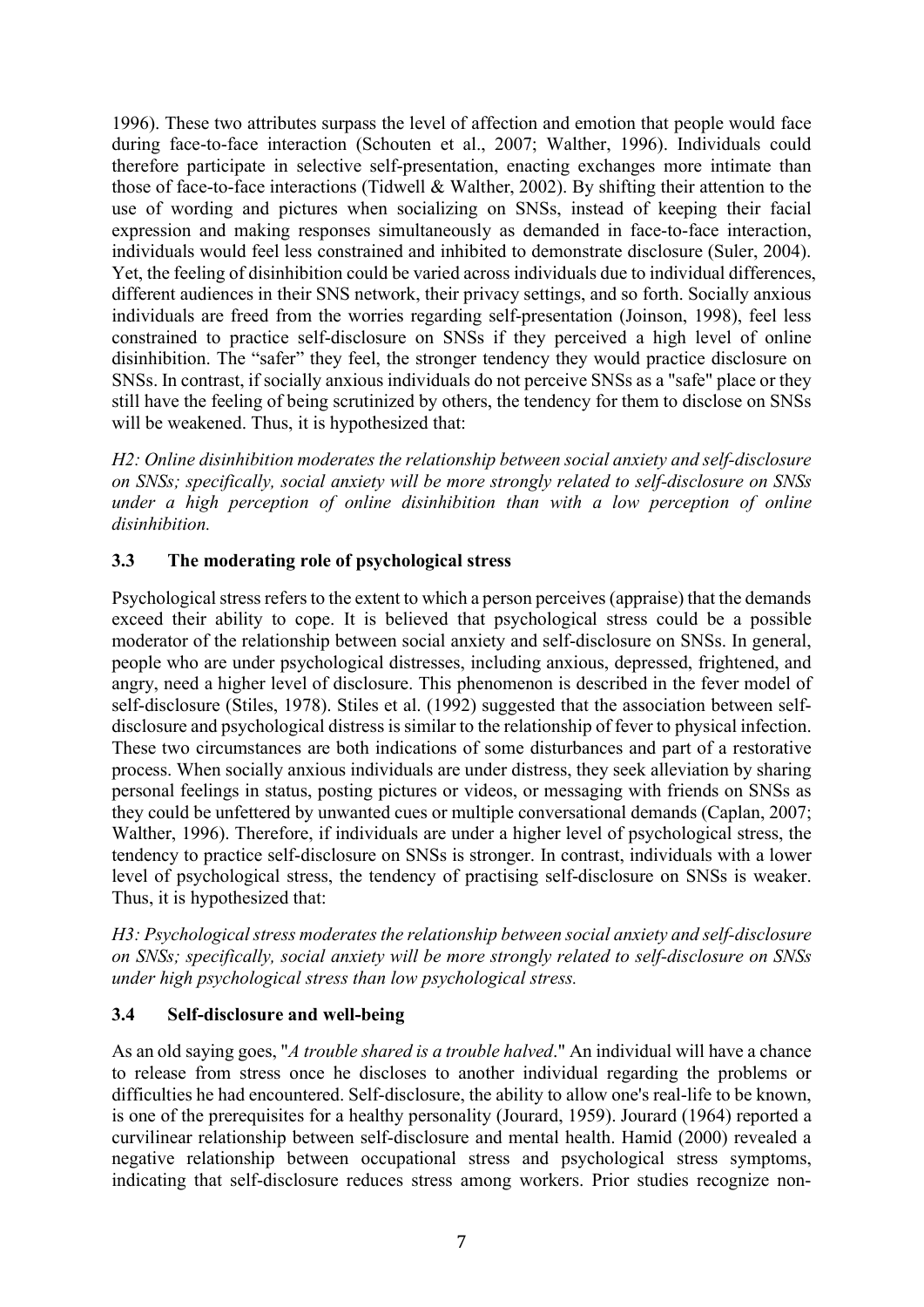1996). These two attributes surpass the level of affection and emotion that people would face during face-to-face interaction (Schouten et al., 2007; Walther, 1996). Individuals could therefore participate in selective self-presentation, enacting exchanges more intimate than those of face-to-face interactions (Tidwell & Walther, 2002). By shifting their attention to the use of wording and pictures when socializing on SNSs, instead of keeping their facial expression and making responses simultaneously as demanded in face-to-face interaction, individuals would feel less constrained and inhibited to demonstrate disclosure (Suler, 2004). Yet, the feeling of disinhibition could be varied across individuals due to individual differences, different audiences in their SNS network, their privacy settings, and so forth. Socially anxious individuals are freed from the worries regarding self-presentation (Joinson, 1998), feel less constrained to practice self-disclosure on SNSs if they perceived a high level of online disinhibition. The "safer" they feel, the stronger tendency they would practice disclosure on SNSs. In contrast, if socially anxious individuals do not perceive SNSs as a "safe" place or they still have the feeling of being scrutinized by others, the tendency for them to disclose on SNSs will be weakened. Thus, it is hypothesized that:

*H2: Online disinhibition moderates the relationship between social anxiety and self-disclosure on SNSs; specifically, social anxiety will be more strongly related to self-disclosure on SNSs under a high perception of online disinhibition than with a low perception of online disinhibition.*

### 3.3 The moderating role of psychological stress

Psychological stress refers to the extent to which a person perceives (appraise) that the demands exceed their ability to cope. It is believed that psychological stress could be a possible moderator of the relationship between social anxiety and self-disclosure on SNSs. In general, people who are under psychological distresses, including anxious, depressed, frightened, and angry, need a higher level of disclosure. This phenomenon is described in the fever model of self-disclosure (Stiles, 1978). Stiles et al. (1992) suggested that the association between self-disclosure and psychological distress is similar to the relationship of fever to physical infection. These two circumstances are both indications of some disturbances and part of a restorative process. When socially anxious individuals are under distress, they seek alleviation by sharing personal feelings in status, posting pictures or videos, or messaging with friends on SNSs as they could be unfettered by unwanted cues or multiple conversational demands (Caplan, 2007; Walther, 1996). Therefore, if individuals are under a higher level of psychological stress, the tendency to practice self-disclosure on SNSs is stronger. In contrast, individuals with a lower level of psychological stress, the tendency of practising self-disclosure on SNSs is weaker. Thus, it is hypothesized that:

*H3: Psychological stress moderates the relationship between social anxiety and self-disclosure on SNSs; specifically, social anxiety will be more strongly related to self-disclosure on SNSs under high psychological stress than low psychological stress.*

### 3.4 Self-disclosure and well-being

As an old saying goes, "*A trouble shared is a trouble halved*." An individual will have a chance to release from stress once he discloses to another individual regarding the problems or difficulties he had encountered. Self-disclosure, the ability to allow one's real-life to be known, is one of the prerequisites for a healthy personality (Jourard, 1959). Jourard (1964) reported a curvilinear relationship between self-disclosure and mental health. Hamid (2000) revealed a negative relationship between occupational stress and psychological stress symptoms, indicating that self-disclosure reduces stress among workers. Prior studies recognize non-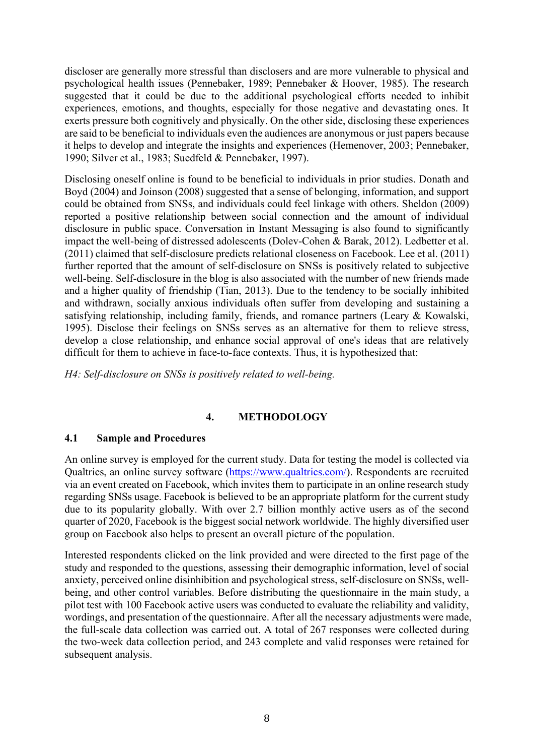discloser are generally more stressful than disclosers and are more vulnerable to physical and psychological health issues (Pennebaker, 1989; Pennebaker & Hoover, 1985). The research suggested that it could be due to the additional psychological efforts needed to inhibit experiences, emotions, and thoughts, especially for those negative and devastating ones. It exerts pressure both cognitively and physically. On the other side, disclosing these experiences are said to be beneficial to individuals even the audiences are anonymous or just papers because it helps to develop and integrate the insights and experiences (Hemenover, 2003; Pennebaker, 1990; Silver et al., 1983; Suedfeld & Pennebaker, 1997).

Disclosing oneself online is found to be beneficial to individuals in prior studies. Donath and Boyd (2004) and Joinson (2008) suggested that a sense of belonging, information, and support could be obtained from SNSs, and individuals could feel linkage with others. Sheldon (2009) reported a positive relationship between social connection and the amount of individual disclosure in public space. Conversation in Instant Messaging is also found to significantly impact the well-being of distressed adolescents (Dolev-Cohen & Barak, 2012). Ledbetter et al. (2011) claimed that self-disclosure predicts relational closeness on Facebook. Lee et al. (2011) further reported that the amount of self-disclosure on SNSs is positively related to subjective well-being. Self-disclosure in the blog is also associated with the number of new friends made and a higher quality of friendship (Tian, 2013). Due to the tendency to be socially inhibited and withdrawn, socially anxious individuals often suffer from developing and sustaining a satisfying relationship, including family, friends, and romance partners (Leary & Kowalski, 1995). Disclose their feelings on SNSs serves as an alternative for them to relieve stress, develop a close relationship, and enhance social approval of one's ideas that are relatively difficult for them to achieve in face-to-face contexts. Thus, it is hypothesized that:

*H4: Self-disclosure on SNSs is positively related to well-being.*

## 4. METHODOLOGY

### 4.1 Sample and Procedures

An online survey is employed for the current study. Data for testing the model is collected via Qualtrics, an online survey software (https://www.qualtrics.com/). Respondents are recruited via an event created on Facebook, which invites them to participate in an online research study regarding SNSs usage. Facebook is believed to be an appropriate platform for the current study due to its popularity globally. With over 2.7 billion monthly active users as of the second quarter of 2020, Facebook is the biggest social network worldwide. The highly diversified user group on Facebook also helps to present an overall picture of the population.

Interested respondents clicked on the link provided and were directed to the first page of the study and responded to the questions, assessing their demographic information, level of social anxiety, perceived online disinhibition and psychological stress, self-disclosure on SNSs, well-being, and other control variables. Before distributing the questionnaire in the main study, a pilot test with 100 Facebook active users was conducted to evaluate the reliability and validity, wordings, and presentation of the questionnaire. After all the necessary adjustments were made, the full-scale data collection was carried out. A total of 267 responses were collected during the two-week data collection period, and 243 complete and valid responses were retained for subsequent analysis.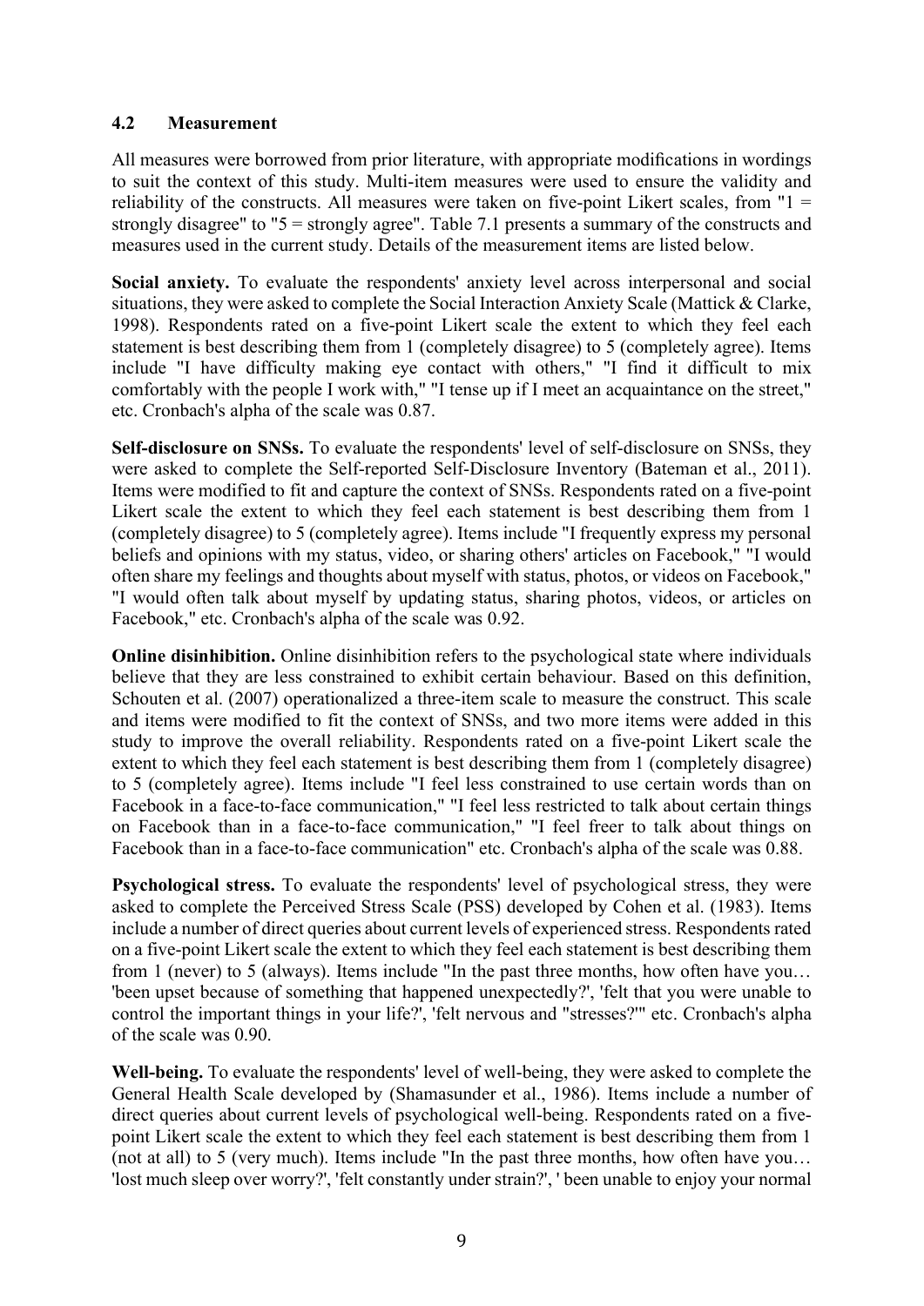## 4.2 Measurement

All measures were borrowed from prior literature, with appropriate modifications in wordings to suit the context of this study. Multi-item measures were used to ensure the validity and reliability of the constructs. All measures were taken on five-point Likert scales, from "1 = strongly disagree" to "5 = strongly agree". Table 7.1 presents a summary of the constructs and measures used in the current study. Details of the measurement items are listed below.

**Social anxiety.** To evaluate the respondents' anxiety level across interpersonal and social situations, they were asked to complete the Social Interaction Anxiety Scale (Mattick & Clarke, 1998). Respondents rated on a five-point Likert scale the extent to which they feel each statement is best describing them from 1 (completely disagree) to 5 (completely agree). Items include "I have difficulty making eye contact with others," "I find it difficult to mix comfortably with the people I work with," "I tense up if I meet an acquaintance on the street," etc. Cronbach's alpha of the scale was 0.87.

**Self-disclosure on SNSs.** To evaluate the respondents' level of self-disclosure on SNSs, they were asked to complete the Self-reported Self-Disclosure Inventory (Bateman et al., 2011). Items were modified to fit and capture the context of SNSs. Respondents rated on a five-point Likert scale the extent to which they feel each statement is best describing them from 1 (completely disagree) to 5 (completely agree). Items include "I frequently express my personal beliefs and opinions with my status, video, or sharing others' articles on Facebook," "I would often share my feelings and thoughts about myself with status, photos, or videos on Facebook," "I would often talk about myself by updating status, sharing photos, videos, or articles on Facebook," etc. Cronbach's alpha of the scale was 0.92.

**Online disinhibition.** Online disinhibition refers to the psychological state where individuals believe that they are less constrained to exhibit certain behaviour. Based on this definition, Schouten et al. (2007) operationalized a three-item scale to measure the construct. This scale and items were modified to fit the context of SNSs, and two more items were added in this study to improve the overall reliability. Respondents rated on a five-point Likert scale the extent to which they feel each statement is best describing them from 1 (completely disagree) to 5 (completely agree). Items include "I feel less constrained to use certain words than on Facebook in a face-to-face communication," "I feel less restricted to talk about certain things on Facebook than in a face-to-face communication," "I feel freer to talk about things on Facebook than in a face-to-face communication" etc. Cronbach's alpha of the scale was 0.88.

**Psychological stress.** To evaluate the respondents' level of psychological stress, they were asked to complete the Perceived Stress Scale (PSS) developed by Cohen et al. (1983). Items include a number of direct queries about current levels of experienced stress. Respondents rated on a five-point Likert scale the extent to which they feel each statement is best describing them from 1 (never) to 5 (always). Items include "In the past three months, how often have you… 'been upset because of something that happened unexpectedly?', 'felt that you were unable to control the important things in your life?', 'felt nervous and "stresses?'" etc. Cronbach's alpha of the scale was 0.90.

**Well-being.** To evaluate the respondents' level of well-being, they were asked to complete the General Health Scale developed by (Shamasunder et al., 1986). Items include a number of direct queries about current levels of psychological well-being. Respondents rated on a five-point Likert scale the extent to which they feel each statement is best describing them from 1 (not at all) to 5 (very much). Items include "In the past three months, how often have you… 'lost much sleep over worry?', 'felt constantly under strain?', ' been unable to enjoy your normal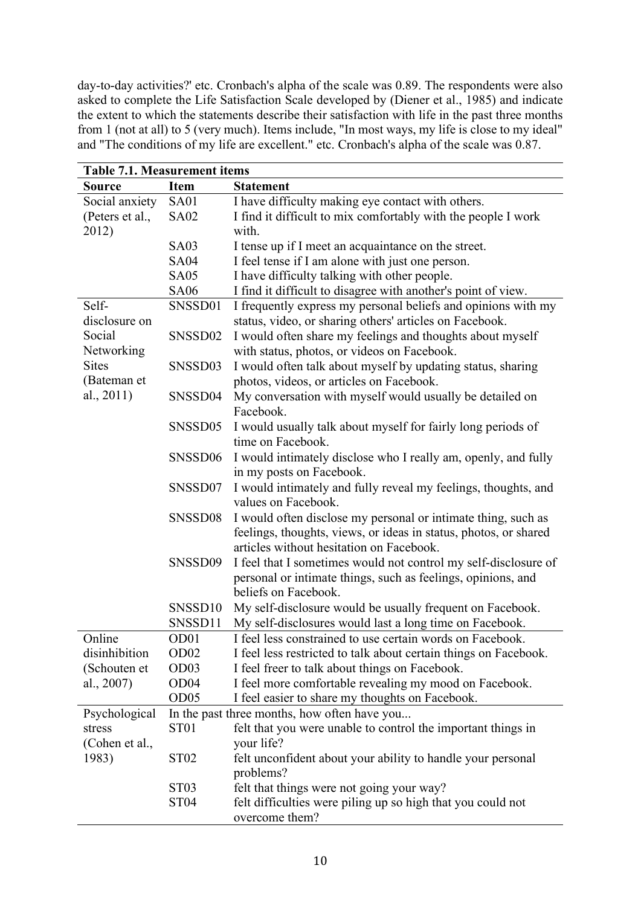day-to-day activities?' etc. Cronbach's alpha of the scale was 0.89. The respondents were also asked to complete the Life Satisfaction Scale developed by (Diener et al., 1985) and indicate the extent to which the statements describe their satisfaction with life in the past three months from 1 (not at all) to 5 (very much). Items include, "In most ways, my life is close to my ideal" and "The conditions of my life are excellent." etc. Cronbach's alpha of the scale was 0.87.

**Table 7.1. Measurement items**

| Source | Item | Statement |
|---|---|---|
| Social anxiety (Peters et al., 2012) | SA01 | I have difficulty making eye contact with others. |
| | SA02 | I find it difficult to mix comfortably with the people I work with. |
| | SA03 | I tense up if I meet an acquaintance on the street. |
| | SA04 | I feel tense if I am alone with just one person. |
| | SA05 | I have difficulty talking with other people. |
| | SA06 | I find it difficult to disagree with another's point of view. |
| Self-disclosure on Social Networking Sites (Bateman et al., 2011) | SNSSD01 | I frequently express my personal beliefs and opinions with my status, video, or sharing others' articles on Facebook. |
| | SNSSD02 | I would often share my feelings and thoughts about myself with status, photos, or videos on Facebook. |
| | SNSSD03 | I would often talk about myself by updating status, sharing photos, videos, or articles on Facebook. |
| | SNSSD04 | My conversation with myself would usually be detailed on Facebook. |
| | SNSSD05 | I would usually talk about myself for fairly long periods of time on Facebook. |
| | SNSSD06 | I would intimately disclose who I really am, openly, and fully in my posts on Facebook. |
| | SNSSD07 | I would intimately and fully reveal my feelings, thoughts, and values on Facebook. |
| | SNSSD08 | I would often disclose my personal or intimate thing, such as feelings, thoughts, views, or ideas in status, photos, or shared articles without hesitation on Facebook. |
| | SNSSD09 | I feel that I sometimes would not control my self-disclosure of personal or intimate things, such as feelings, opinions, and beliefs on Facebook. |
| | SNSSD10 | My self-disclosure would be usually frequent on Facebook. |
| | SNSSD11 | My self-disclosures would last a long time on Facebook. |
| Online disinhibition (Schouten et al., 2007) | OD01 | I feel less constrained to use certain words on Facebook. |
| | OD02 | I feel less restricted to talk about certain things on Facebook. |
| | OD03 | I feel freer to talk about things on Facebook. |
| | OD04 | I feel more comfortable revealing my mood on Facebook. |
| | OD05 | I feel easier to share my thoughts on Facebook. |
| Psychological stress (Cohen et al., 1983) | | In the past three months, how often have you... |
| | ST01 | felt that you were unable to control the important things in your life? |
| | ST02 | felt unconfident about your ability to handle your personal problems? |
| | ST03 | felt that things were not going your way? |
| | ST04 | felt difficulties were piling up so high that you could not overcome them? |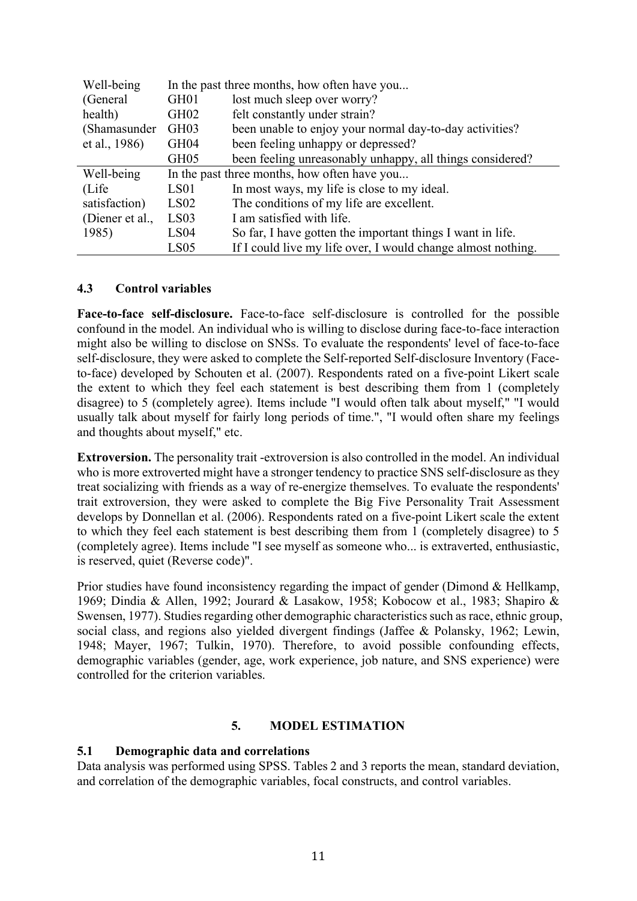| Well-being (General health) (Shamasunder et al., 1986) | In the past three months, how often have you... | |
|---|---|---|
| | GH01 | lost much sleep over worry? |
| | GH02 | felt constantly under strain? |
| | GH03 | been unable to enjoy your normal day-to-day activities? |
| | GH04 | been feeling unhappy or depressed? |
| | GH05 | been feeling unreasonably unhappy, all things considered? |
| Well-being (Life satisfaction) (Diener et al., 1985) | In the past three months, how often have you... | |
| | LS01 | In most ways, my life is close to my ideal. |
| | LS02 | The conditions of my life are excellent. |
| | LS03 | I am satisfied with life. |
| | LS04 | So far, I have gotten the important things I want in life. |
| | LS05 | If I could live my life over, I would change almost nothing. |

### 4.3 Control variables

**Face-to-face self-disclosure.** Face-to-face self-disclosure is controlled for the possible confound in the model. An individual who is willing to disclose during face-to-face interaction might also be willing to disclose on SNSs. To evaluate the respondents' level of face-to-face self-disclosure, they were asked to complete the Self-reported Self-disclosure Inventory (Face-to-face) developed by Schouten et al. (2007). Respondents rated on a five-point Likert scale the extent to which they feel each statement is best describing them from 1 (completely disagree) to 5 (completely agree). Items include "I would often talk about myself," "I would usually talk about myself for fairly long periods of time.", "I would often share my feelings and thoughts about myself," etc.

**Extroversion.** The personality trait -extroversion is also controlled in the model. An individual who is more extroverted might have a stronger tendency to practice SNS self-disclosure as they treat socializing with friends as a way of re-energize themselves. To evaluate the respondents' trait extroversion, they were asked to complete the Big Five Personality Trait Assessment develops by Donnellan et al. (2006). Respondents rated on a five-point Likert scale the extent to which they feel each statement is best describing them from 1 (completely disagree) to 5 (completely agree). Items include "I see myself as someone who... is extraverted, enthusiastic, is reserved, quiet (Reverse code)".

Prior studies have found inconsistency regarding the impact of gender (Dimond & Hellkamp, 1969; Dindia & Allen, 1992; Jourard & Lasakow, 1958; Kobocow et al., 1983; Shapiro & Swensen, 1977). Studies regarding other demographic characteristics such as race, ethnic group, social class, and regions also yielded divergent findings (Jaffee & Polansky, 1962; Lewin, 1948; Mayer, 1967; Tulkin, 1970). Therefore, to avoid possible confounding effects, demographic variables (gender, age, work experience, job nature, and SNS experience) were controlled for the criterion variables.

## 5. MODEL ESTIMATION

### 5.1 Demographic data and correlations

Data analysis was performed using SPSS. Tables 2 and 3 reports the mean, standard deviation, and correlation of the demographic variables, focal constructs, and control variables.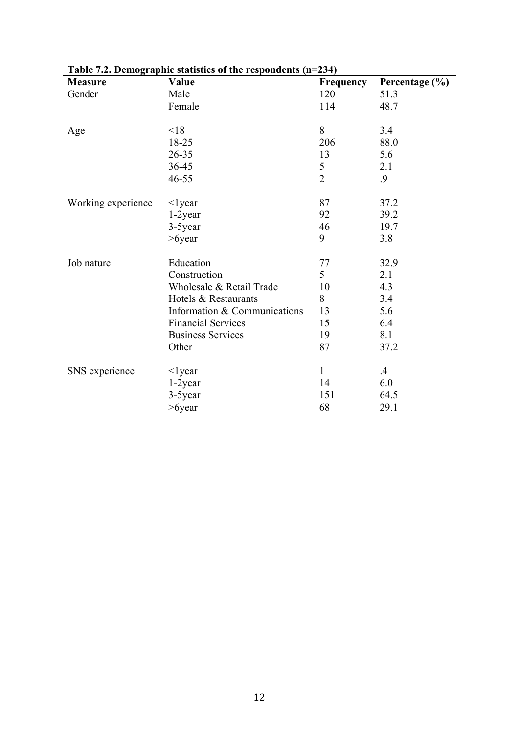**Table 7.2. Demographic statistics of the respondents (n=234)**

| Measure | Value | Frequency | Percentage (%) |
|---|---|---|---|
| Gender | Male | 120 | 51.3 |
| | Female | 114 | 48.7 |
| Age | <18 | 8 | 3.4 |
| | 18-25 | 206 | 88.0 |
| | 26-35 | 13 | 5.6 |
| | 36-45 | 5 | 2.1 |
| | 46-55 | 2 | .9 |
| Working experience | <1year | 87 | 37.2 |
| | 1-2year | 92 | 39.2 |
| | 3-5year | 46 | 19.7 |
| | >6year | 9 | 3.8 |
| Job nature | Education | 77 | 32.9 |
| | Construction | 5 | 2.1 |
| | Wholesale & Retail Trade | 10 | 4.3 |
| | Hotels & Restaurants | 8 | 3.4 |
| | Information & Communications | 13 | 5.6 |
| | Financial Services | 15 | 6.4 |
| | Business Services | 19 | 8.1 |
| | Other | 87 | 37.2 |
| SNS experience | <1year | 1 | .4 |
| | 1-2year | 14 | 6.0 |
| | 3-5year | 151 | 64.5 |
| | >6year | 68 | 29.1 |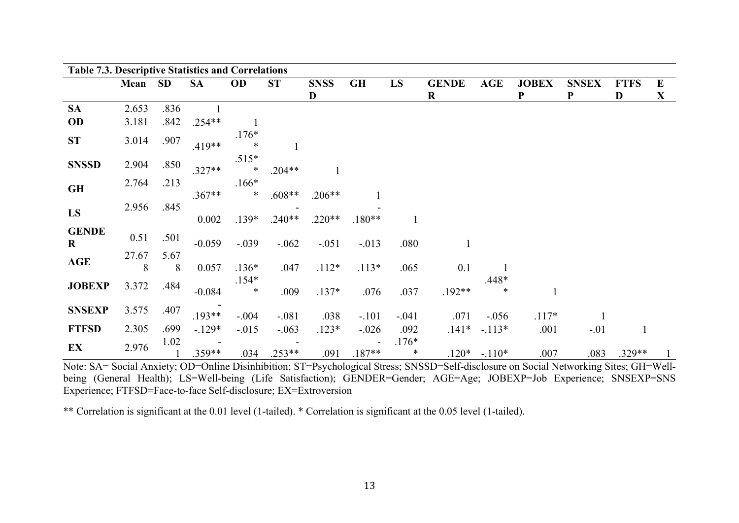| Table 7.3. Descriptive Statistics and Correlations | | | | | | | | | | | | | | |
|---|---|---|---|---|---|---|---|---|---|---|---|---|---|---|
| | **Mean** | **SD** | **SA** | **OD** | **ST** | **SNSSD** | **GH** | **LS** | **GENDER** | **AGE** | **JOBEXP** | **SNSEXP** | **FTFSD** | **EX** |
| **SA** | 2.653 | .836 | 1 | | | | | | | | | | | |
| **OD** | 3.181 | .842 | .254** | 1 | | | | | | | | | | |
| **ST** | 3.014 | .907 | .419** | .176** | 1 | | | | | | | | | |
| **SNSSD** | 2.904 | .850 | .327** | .515** | .204** | 1 | | | | | | | | |
| **GH** | 2.764 | .213 | .367** | .166** | .608** | .206** | 1 | | | | | | | |
| **LS** | 2.956 | .845 | 0.002 | .139* | -.240** | .220** | -.180** | 1 | | | | | | |
| **GENDER** | 0.51 | .501 | -0.059 | -.039 | -.062 | -.051 | -.013 | .080 | 1 | | | | | |
| **AGE** | 27.678 | 5.678 | 0.057 | .136* | .047 | .112* | .113* | .065 | 0.1 | 1 | | | | |
| **JOBEXP** | 3.372 | .484 | -0.084 | .154** | .009 | .137* | .076 | .037 | .192** | .448** | 1 | | | |
| **SNSEXP** | 3.575 | .407 | -.193** | -.004 | -.081 | .038 | -.101 | -.041 | .071 | -.056 | .117* | 1 | | |
| **FTFSD** | 2.305 | .699 | -.129* | -.015 | -.063 | .123* | -.026 | .092 | .141* | -.113* | .001 | -.01 | 1 | |
| **EX** | 2.976 | 1.021 | -.359** | .034 | -.253** | .091 | -.187** | .176** | .120* | -.110* | .007 | .083 | .329** | 1 |

Note: SA= Social Anxiety; OD=Online Disinhibition; ST=Psychological Stress; SNSSD=Self-disclosure on Social Networking Sites; GH=Well-being (General Health); LS=Well-being (Life Satisfaction); GENDER=Gender; AGE=Age; JOBEXP=Job Experience; SNSEXP=SNS Experience; FTFSD=Face-to-face Self-disclosure; EX=Extroversion

** Correlation is significant at the 0.01 level (1-tailed). * Correlation is significant at the 0.05 level (1-tailed).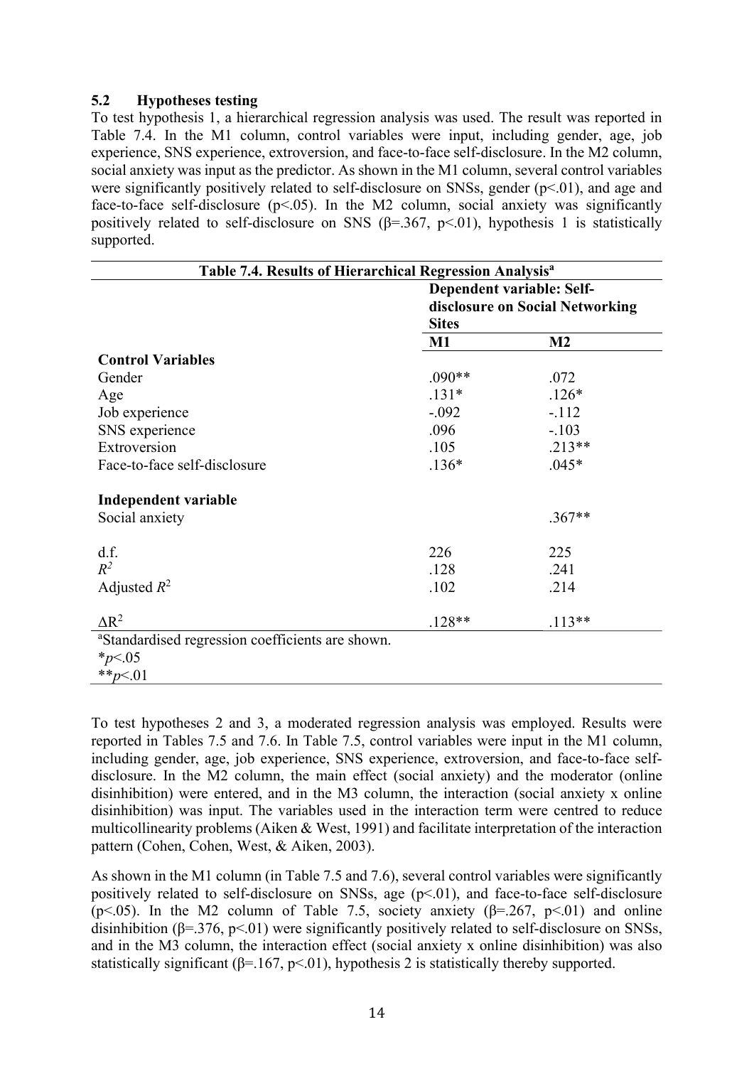### 5.2 Hypotheses testing

To test hypothesis 1, a hierarchical regression analysis was used. The result was reported in Table 7.4. In the M1 column, control variables were input, including gender, age, job experience, SNS experience, extroversion, and face-to-face self-disclosure. In the M2 column, social anxiety was input as the predictor. As shown in the M1 column, several control variables were significantly positively related to self-disclosure on SNSs, gender ($p<.01$), and age and face-to-face self-disclosure ($p<.05$). In the M2 column, social anxiety was significantly positively related to self-disclosure on SNS ($\beta=.367$, $p<.01$), hypothesis 1 is statistically supported.

**Table 7.4. Results of Hierarchical Regression Analysis[a]**

| | Dependent variable: Self-disclosure on Social Networking Sites | |
|---|---|---|
| | **M1** | **M2** |
| **Control Variables** | | |
| Gender | .090** | .072 |
| Age | .131* | .126* |
| Job experience | -.092 | -.112 |
| SNS experience | .096 | -.103 |
| Extroversion | .105 | .213** |
| Face-to-face self-disclosure | .136* | .045* |
| **Independent variable** | | |
| Social anxiety | | .367** |
| d.f. | 226 | 225 |
| $R^2$ | .128 | .241 |
| Adjusted $R^2$ | .102 | .214 |
| $\Delta R^2$ | .128** | .113** |

[a]Standardised regression coefficients are shown.
*$p<.05$
**$p<.01$

To test hypotheses 2 and 3, a moderated regression analysis was employed. Results were reported in Tables 7.5 and 7.6. In Table 7.5, control variables were input in the M1 column, including gender, age, job experience, SNS experience, extroversion, and face-to-face self-disclosure. In the M2 column, the main effect (social anxiety) and the moderator (online disinhibition) were entered, and in the M3 column, the interaction (social anxiety x online disinhibition) was input. The variables used in the interaction term were centred to reduce multicollinearity problems (Aiken & West, 1991) and facilitate interpretation of the interaction pattern (Cohen, Cohen, West, & Aiken, 2003).

As shown in the M1 column (in Table 7.5 and 7.6), several control variables were significantly positively related to self-disclosure on SNSs, age ($p<.01$), and face-to-face self-disclosure ($p<.05$). In the M2 column of Table 7.5, society anxiety ($\beta=.267$, $p<.01$) and online disinhibition ($\beta=.376$, $p<.01$) were significantly positively related to self-disclosure on SNSs, and in the M3 column, the interaction effect (social anxiety x online disinhibition) was also statistically significant ($\beta=.167$, $p<.01$), hypothesis 2 is statistically thereby supported.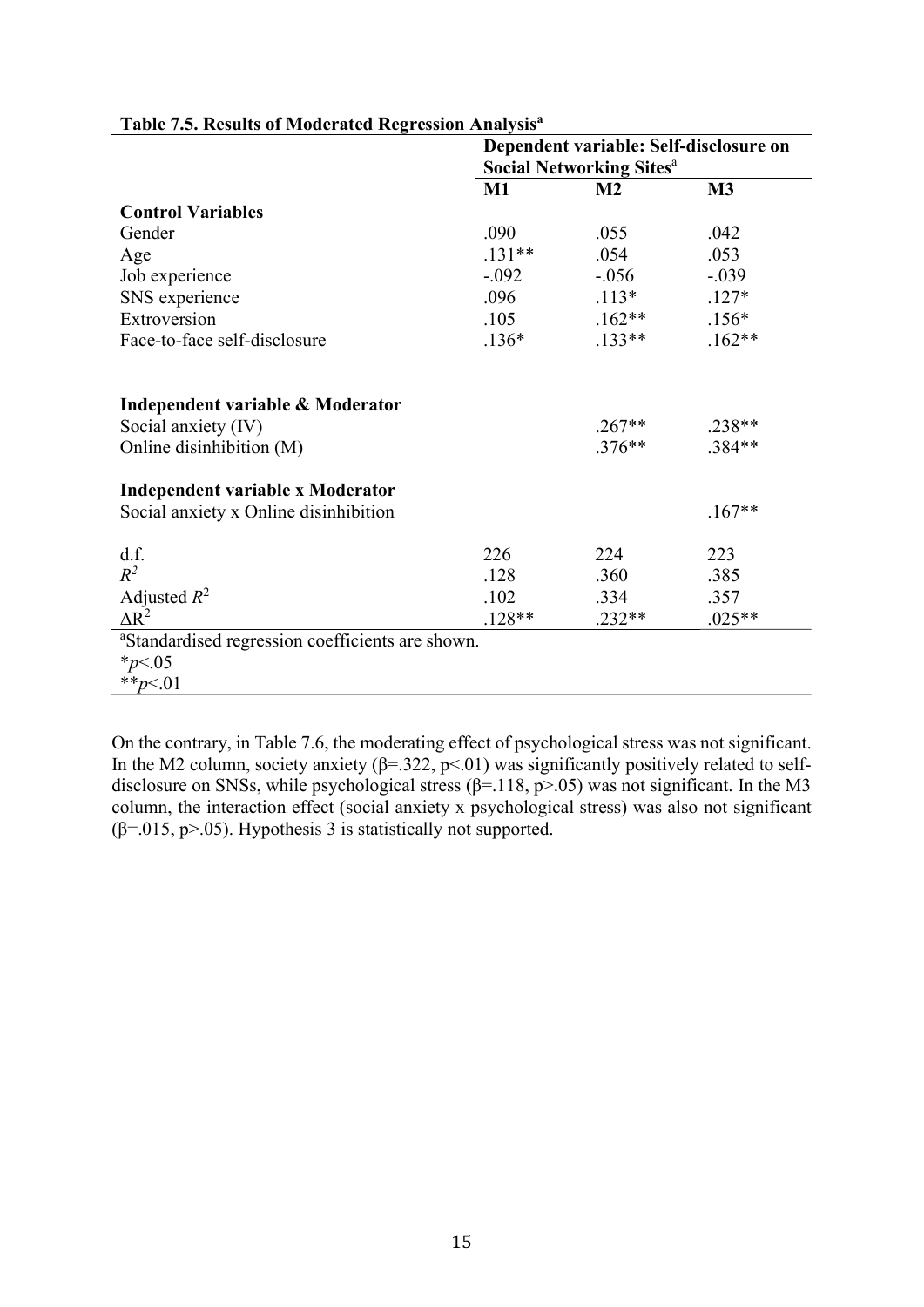**Table 7.5. Results of Moderated Regression Analysis[a]**

| | Dependent variable: Self-disclosure on Social Networking Sites[a] | | |
|---|---|---|---|
| | **M1** | **M2** | **M3** |
| **Control Variables** | | | |
| Gender | .090 | .055 | .042 |
| Age | .131** | .054 | .053 |
| Job experience | -.092 | -.056 | -.039 |
| SNS experience | .096 | .113* | .127* |
| Extroversion | .105 | .162** | .156* |
| Face-to-face self-disclosure | .136* | .133** | .162** |
| **Independent variable & Moderator** | | | |
| Social anxiety (IV) | | .267** | .238** |
| Online disinhibition (M) | | .376** | .384** |
| **Independent variable x Moderator** | | | |
| Social anxiety x Online disinhibition | | | .167** |
| d.f. | 226 | 224 | 223 |
| $R^2$ | .128 | .360 | .385 |
| Adjusted $R^2$ | .102 | .334 | .357 |
| $\Delta R^2$ | .128** | .232** | .025** |

[a]Standardised regression coefficients are shown.
*$p$<.05
**$p$<.01

On the contrary, in Table 7.6, the moderating effect of psychological stress was not significant. In the M2 column, society anxiety (β=.322, p<.01) was significantly positively related to self-disclosure on SNSs, while psychological stress (β=.118, p>.05) was not significant. In the M3 column, the interaction effect (social anxiety x psychological stress) was also not significant (β=.015, p>.05). Hypothesis 3 is statistically not supported.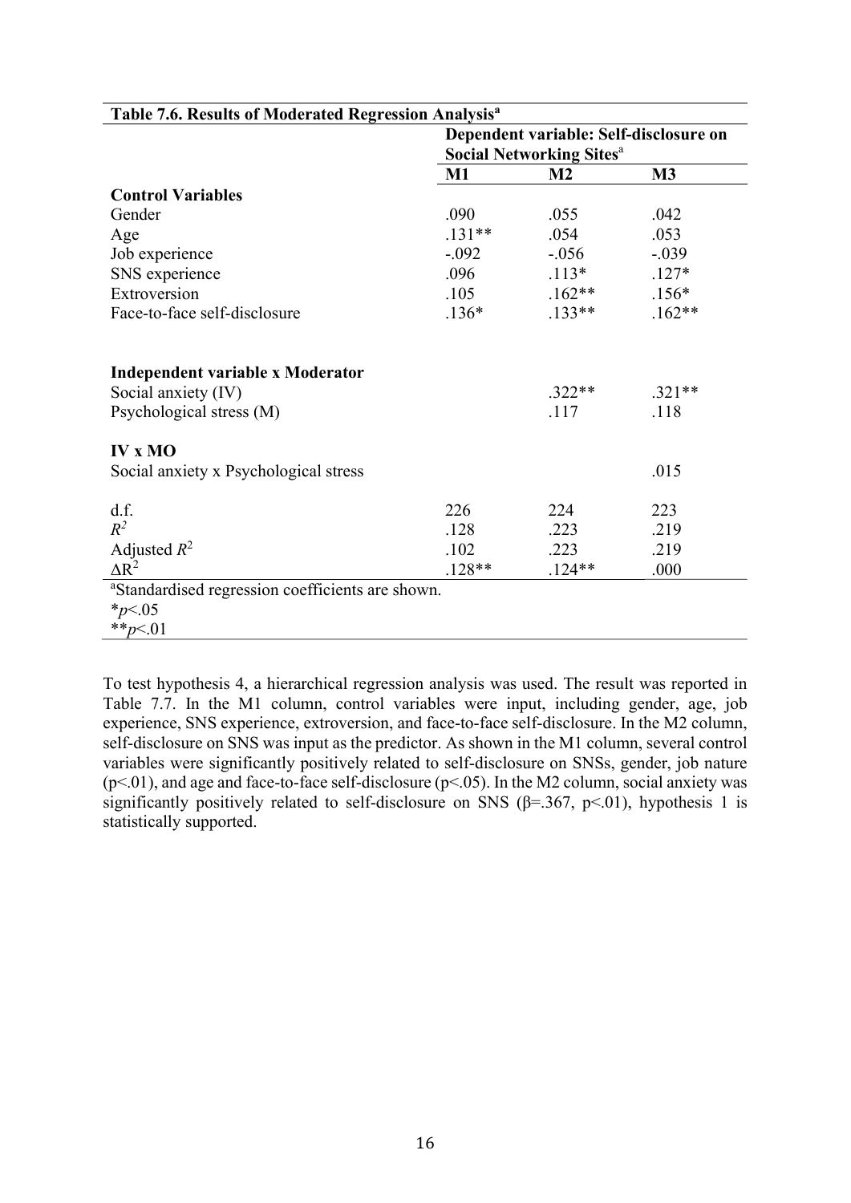**Table 7.6. Results of Moderated Regression Analysis[a]**

| | Dependent variable: Self-disclosure on Social Networking Sites[a] | | |
|---|---|---|---|
| | **M1** | **M2** | **M3** |
| **Control Variables** | | | |
| Gender | .090 | .055 | .042 |
| Age | .131** | .054 | .053 |
| Job experience | -.092 | -.056 | -.039 |
| SNS experience | .096 | .113* | .127* |
| Extroversion | .105 | .162** | .156* |
| Face-to-face self-disclosure | .136* | .133** | .162** |
| **Independent variable x Moderator** | | | |
| Social anxiety (IV) | | .322** | .321** |
| Psychological stress (M) | | .117 | .118 |
| **IV x MO** | | | |
| Social anxiety x Psychological stress | | | .015 |
| d.f. | 226 | 224 | 223 |
| $R^2$ | .128 | .223 | .219 |
| Adjusted $R^2$ | .102 | .223 | .219 |
| $\Delta R^2$ | .128** | .124** | .000 |

[a]Standardised regression coefficients are shown.
*$p<.05$
**$p<.01$

To test hypothesis 4, a hierarchical regression analysis was used. The result was reported in Table 7.7. In the M1 column, control variables were input, including gender, age, job experience, SNS experience, extroversion, and face-to-face self-disclosure. In the M2 column, self-disclosure on SNS was input as the predictor. As shown in the M1 column, several control variables were significantly positively related to self-disclosure on SNSs, gender, job nature ($p<.01$), and age and face-to-face self-disclosure ($p<.05$). In the M2 column, social anxiety was significantly positively related to self-disclosure on SNS ($\beta=.367$, $p<.01$), hypothesis 1 is statistically supported.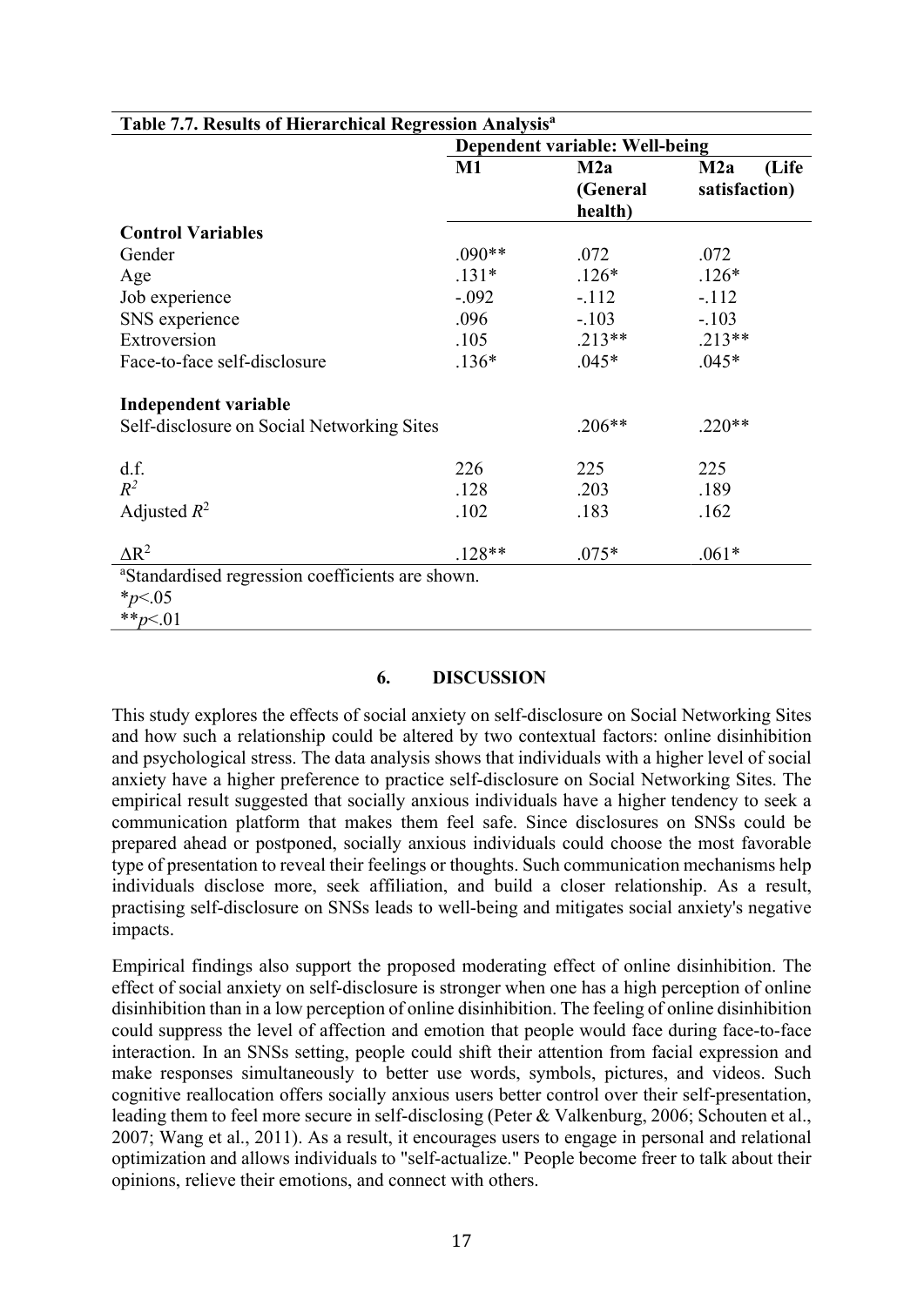**Table 7.7. Results of Hierarchical Regression Analysis[a]**

| | Dependent variable: Well-being | | |
|---|---|---|---|
| | **M1** | **M2a (General health)** | **M2a (Life satisfaction)** |
| **Control Variables** | | | |
| Gender | .090** | .072 | .072 |
| Age | .131* | .126* | .126* |
| Job experience | -.092 | -.112 | -.112 |
| SNS experience | .096 | -.103 | -.103 |
| Extroversion | .105 | .213** | .213** |
| Face-to-face self-disclosure | .136* | .045* | .045* |
| **Independent variable** | | | |
| Self-disclosure on Social Networking Sites | | .206** | .220** |
| d.f. | 226 | 225 | 225 |
| $R^2$ | .128 | .203 | .189 |
| Adjusted $R^2$ | .102 | .183 | .162 |
| $\Delta R^2$ | .128** | .075* | .061* |

[a]Standardised regression coefficients are shown.
*$p$<.05
**$p$<.01

## 6. DISCUSSION

This study explores the effects of social anxiety on self-disclosure on Social Networking Sites and how such a relationship could be altered by two contextual factors: online disinhibition and psychological stress. The data analysis shows that individuals with a higher level of social anxiety have a higher preference to practice self-disclosure on Social Networking Sites. The empirical result suggested that socially anxious individuals have a higher tendency to seek a communication platform that makes them feel safe. Since disclosures on SNSs could be prepared ahead or postponed, socially anxious individuals could choose the most favorable type of presentation to reveal their feelings or thoughts. Such communication mechanisms help individuals disclose more, seek affiliation, and build a closer relationship. As a result, practising self-disclosure on SNSs leads to well-being and mitigates social anxiety's negative impacts.

Empirical findings also support the proposed moderating effect of online disinhibition. The effect of social anxiety on self-disclosure is stronger when one has a high perception of online disinhibition than in a low perception of online disinhibition. The feeling of online disinhibition could suppress the level of affection and emotion that people would face during face-to-face interaction. In an SNSs setting, people could shift their attention from facial expression and make responses simultaneously to better use words, symbols, pictures, and videos. Such cognitive reallocation offers socially anxious users better control over their self-presentation, leading them to feel more secure in self-disclosing (Peter & Valkenburg, 2006; Schouten et al., 2007; Wang et al., 2011). As a result, it encourages users to engage in personal and relational optimization and allows individuals to "self-actualize." People become freer to talk about their opinions, relieve their emotions, and connect with others.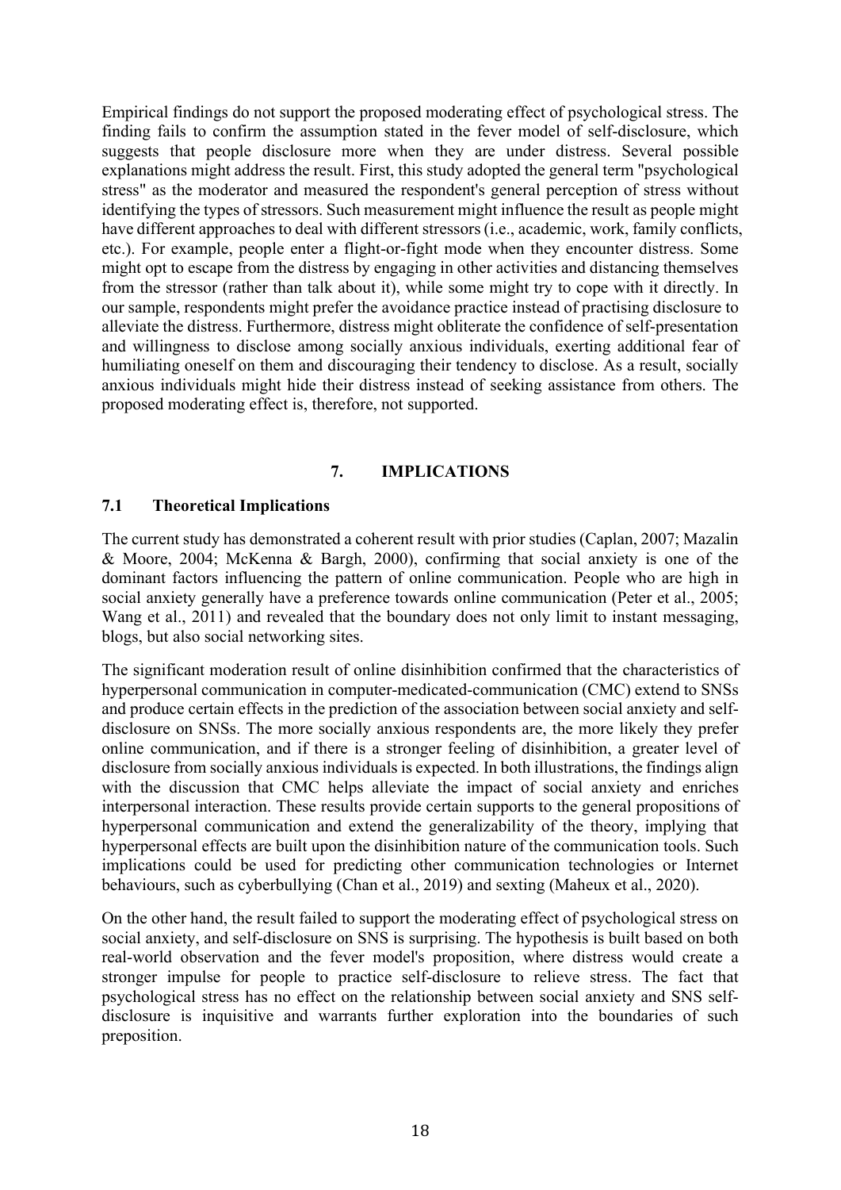Empirical findings do not support the proposed moderating effect of psychological stress. The finding fails to confirm the assumption stated in the fever model of self-disclosure, which suggests that people disclosure more when they are under distress. Several possible explanations might address the result. First, this study adopted the general term "psychological stress" as the moderator and measured the respondent's general perception of stress without identifying the types of stressors. Such measurement might influence the result as people might have different approaches to deal with different stressors (i.e., academic, work, family conflicts, etc.). For example, people enter a flight-or-fight mode when they encounter distress. Some might opt to escape from the distress by engaging in other activities and distancing themselves from the stressor (rather than talk about it), while some might try to cope with it directly. In our sample, respondents might prefer the avoidance practice instead of practising disclosure to alleviate the distress. Furthermore, distress might obliterate the confidence of self-presentation and willingness to disclose among socially anxious individuals, exerting additional fear of humiliating oneself on them and discouraging their tendency to disclose. As a result, socially anxious individuals might hide their distress instead of seeking assistance from others. The proposed moderating effect is, therefore, not supported.

## 7. IMPLICATIONS

### 7.1 Theoretical Implications

The current study has demonstrated a coherent result with prior studies (Caplan, 2007; Mazalin & Moore, 2004; McKenna & Bargh, 2000), confirming that social anxiety is one of the dominant factors influencing the pattern of online communication. People who are high in social anxiety generally have a preference towards online communication (Peter et al., 2005; Wang et al., 2011) and revealed that the boundary does not only limit to instant messaging, blogs, but also social networking sites.

The significant moderation result of online disinhibition confirmed that the characteristics of hyperpersonal communication in computer-medicated-communication (CMC) extend to SNSs and produce certain effects in the prediction of the association between social anxiety and self-disclosure on SNSs. The more socially anxious respondents are, the more likely they prefer online communication, and if there is a stronger feeling of disinhibition, a greater level of disclosure from socially anxious individuals is expected. In both illustrations, the findings align with the discussion that CMC helps alleviate the impact of social anxiety and enriches interpersonal interaction. These results provide certain supports to the general propositions of hyperpersonal communication and extend the generalizability of the theory, implying that hyperpersonal effects are built upon the disinhibition nature of the communication tools. Such implications could be used for predicting other communication technologies or Internet behaviours, such as cyberbullying (Chan et al., 2019) and sexting (Maheux et al., 2020).

On the other hand, the result failed to support the moderating effect of psychological stress on social anxiety, and self-disclosure on SNS is surprising. The hypothesis is built based on both real-world observation and the fever model's proposition, where distress would create a stronger impulse for people to practice self-disclosure to relieve stress. The fact that psychological stress has no effect on the relationship between social anxiety and SNS self-disclosure is inquisitive and warrants further exploration into the boundaries of such preposition.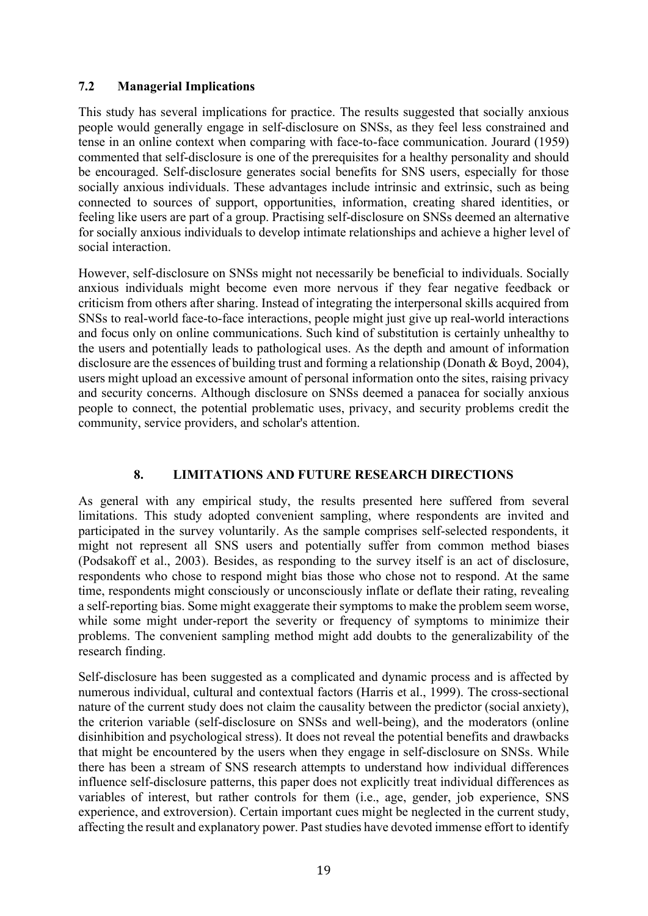### 7.2 Managerial Implications

This study has several implications for practice. The results suggested that socially anxious people would generally engage in self-disclosure on SNSs, as they feel less constrained and tense in an online context when comparing with face-to-face communication. Jourard (1959) commented that self-disclosure is one of the prerequisites for a healthy personality and should be encouraged. Self-disclosure generates social benefits for SNS users, especially for those socially anxious individuals. These advantages include intrinsic and extrinsic, such as being connected to sources of support, opportunities, information, creating shared identities, or feeling like users are part of a group. Practising self-disclosure on SNSs deemed an alternative for socially anxious individuals to develop intimate relationships and achieve a higher level of social interaction.

However, self-disclosure on SNSs might not necessarily be beneficial to individuals. Socially anxious individuals might become even more nervous if they fear negative feedback or criticism from others after sharing. Instead of integrating the interpersonal skills acquired from SNSs to real-world face-to-face interactions, people might just give up real-world interactions and focus only on online communications. Such kind of substitution is certainly unhealthy to the users and potentially leads to pathological uses. As the depth and amount of information disclosure are the essences of building trust and forming a relationship (Donath & Boyd, 2004), users might upload an excessive amount of personal information onto the sites, raising privacy and security concerns. Although disclosure on SNSs deemed a panacea for socially anxious people to connect, the potential problematic uses, privacy, and security problems credit the community, service providers, and scholar's attention.

## 8. LIMITATIONS AND FUTURE RESEARCH DIRECTIONS

As general with any empirical study, the results presented here suffered from several limitations. This study adopted convenient sampling, where respondents are invited and participated in the survey voluntarily. As the sample comprises self-selected respondents, it might not represent all SNS users and potentially suffer from common method biases (Podsakoff et al., 2003). Besides, as responding to the survey itself is an act of disclosure, respondents who chose to respond might bias those who chose not to respond. At the same time, respondents might consciously or unconsciously inflate or deflate their rating, revealing a self-reporting bias. Some might exaggerate their symptoms to make the problem seem worse, while some might under-report the severity or frequency of symptoms to minimize their problems. The convenient sampling method might add doubts to the generalizability of the research finding.

Self-disclosure has been suggested as a complicated and dynamic process and is affected by numerous individual, cultural and contextual factors (Harris et al., 1999). The cross-sectional nature of the current study does not claim the causality between the predictor (social anxiety), the criterion variable (self-disclosure on SNSs and well-being), and the moderators (online disinhibition and psychological stress). It does not reveal the potential benefits and drawbacks that might be encountered by the users when they engage in self-disclosure on SNSs. While there has been a stream of SNS research attempts to understand how individual differences influence self-disclosure patterns, this paper does not explicitly treat individual differences as variables of interest, but rather controls for them (i.e., age, gender, job experience, SNS experience, and extroversion). Certain important cues might be neglected in the current study, affecting the result and explanatory power. Past studies have devoted immense effort to identify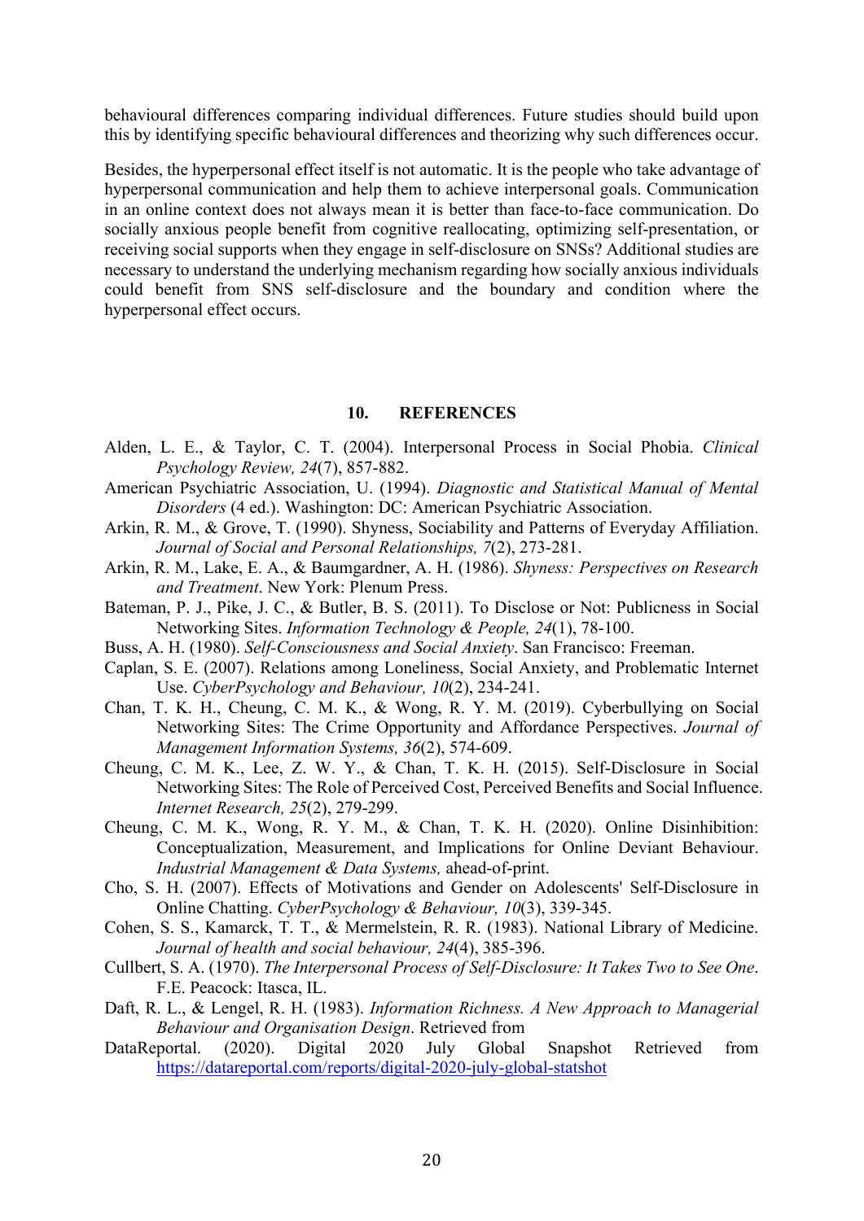behavioural differences comparing individual differences. Future studies should build upon this by identifying specific behavioural differences and theorizing why such differences occur.

Besides, the hyperpersonal effect itself is not automatic. It is the people who take advantage of hyperpersonal communication and help them to achieve interpersonal goals. Communication in an online context does not always mean it is better than face-to-face communication. Do socially anxious people benefit from cognitive reallocating, optimizing self-presentation, or receiving social supports when they engage in self-disclosure on SNSs? Additional studies are necessary to understand the underlying mechanism regarding how socially anxious individuals could benefit from SNS self-disclosure and the boundary and condition where the hyperpersonal effect occurs.

## 10. REFERENCES

Alden, L. E., & Taylor, C. T. (2004). Interpersonal Process in Social Phobia. *Clinical Psychology Review, 24*(7), 857-882.

American Psychiatric Association, U. (1994). *Diagnostic and Statistical Manual of Mental Disorders* (4 ed.). Washington: DC: American Psychiatric Association.

Arkin, R. M., & Grove, T. (1990). Shyness, Sociability and Patterns of Everyday Affiliation. *Journal of Social and Personal Relationships, 7*(2), 273-281.

Arkin, R. M., Lake, E. A., & Baumgardner, A. H. (1986). *Shyness: Perspectives on Research and Treatment*. New York: Plenum Press.

Bateman, P. J., Pike, J. C., & Butler, B. S. (2011). To Disclose or Not: Publicness in Social Networking Sites. *Information Technology & People, 24*(1), 78-100.

Buss, A. H. (1980). *Self-Consciousness and Social Anxiety*. San Francisco: Freeman.

Caplan, S. E. (2007). Relations among Loneliness, Social Anxiety, and Problematic Internet Use. *CyberPsychology and Behaviour, 10*(2), 234-241.

Chan, T. K. H., Cheung, C. M. K., & Wong, R. Y. M. (2019). Cyberbullying on Social Networking Sites: The Crime Opportunity and Affordance Perspectives. *Journal of Management Information Systems, 36*(2), 574-609.

Cheung, C. M. K., Lee, Z. W. Y., & Chan, T. K. H. (2015). Self-Disclosure in Social Networking Sites: The Role of Perceived Cost, Perceived Benefits and Social Influence. *Internet Research, 25*(2), 279-299.

Cheung, C. M. K., Wong, R. Y. M., & Chan, T. K. H. (2020). Online Disinhibition: Conceptualization, Measurement, and Implications for Online Deviant Behaviour. *Industrial Management & Data Systems,* ahead-of-print.

Cho, S. H. (2007). Effects of Motivations and Gender on Adolescents' Self-Disclosure in Online Chatting. *CyberPsychology & Behaviour, 10*(3), 339-345.

Cohen, S. S., Kamarck, T. T., & Mermelstein, R. R. (1983). National Library of Medicine. *Journal of health and social behaviour, 24*(4), 385-396.

Cullbert, S. A. (1970). *The Interpersonal Process of Self-Disclosure: It Takes Two to See One*. F.E. Peacock: Itasca, IL.

Daft, R. L., & Lengel, R. H. (1983). *Information Richness. A New Approach to Managerial Behaviour and Organisation Design*. Retrieved from

DataReportal. (2020). Digital 2020 July Global Snapshot Retrieved from https://datareportal.com/reports/digital-2020-july-global-statshot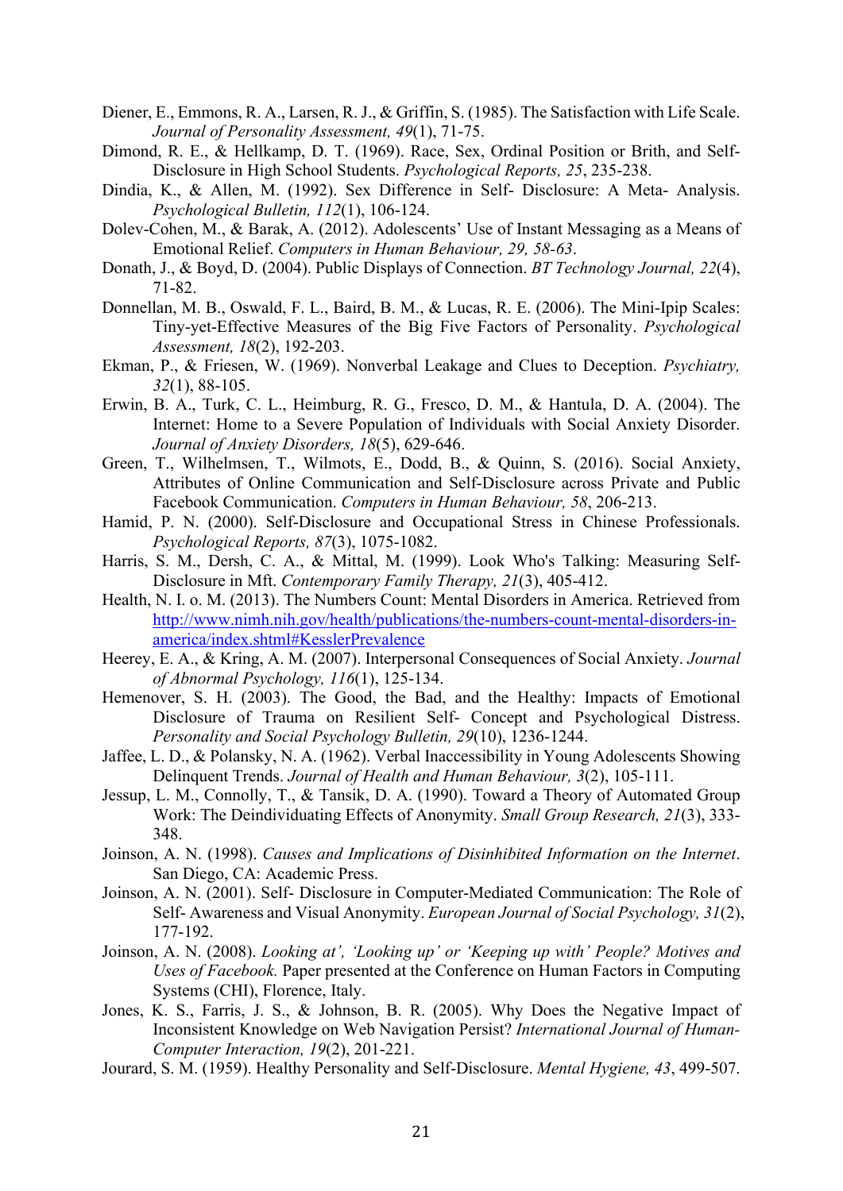Diener, E., Emmons, R. A., Larsen, R. J., & Griffin, S. (1985). The Satisfaction with Life Scale. *Journal of Personality Assessment, 49*(1), 71-75.

Dimond, R. E., & Hellkamp, D. T. (1969). Race, Sex, Ordinal Position or Brith, and Self-Disclosure in High School Students. *Psychological Reports, 25*, 235-238.

Dindia, K., & Allen, M. (1992). Sex Difference in Self- Disclosure: A Meta- Analysis. *Psychological Bulletin, 112*(1), 106-124.

Dolev-Cohen, M., & Barak, A. (2012). Adolescents' Use of Instant Messaging as a Means of Emotional Relief. *Computers in Human Behaviour, 29, 58-63*.

Donath, J., & Boyd, D. (2004). Public Displays of Connection. *BT Technology Journal, 22*(4), 71-82.

Donnellan, M. B., Oswald, F. L., Baird, B. M., & Lucas, R. E. (2006). The Mini-Ipip Scales: Tiny-yet-Effective Measures of the Big Five Factors of Personality. *Psychological Assessment, 18*(2), 192-203.

Ekman, P., & Friesen, W. (1969). Nonverbal Leakage and Clues to Deception. *Psychiatry, 32*(1), 88-105.

Erwin, B. A., Turk, C. L., Heimburg, R. G., Fresco, D. M., & Hantula, D. A. (2004). The Internet: Home to a Severe Population of Individuals with Social Anxiety Disorder. *Journal of Anxiety Disorders, 18*(5), 629-646.

Green, T., Wilhelmsen, T., Wilmots, E., Dodd, B., & Quinn, S. (2016). Social Anxiety, Attributes of Online Communication and Self-Disclosure across Private and Public Facebook Communication. *Computers in Human Behaviour, 58*, 206-213.

Hamid, P. N. (2000). Self-Disclosure and Occupational Stress in Chinese Professionals. *Psychological Reports, 87*(3), 1075-1082.

Harris, S. M., Dersh, C. A., & Mittal, M. (1999). Look Who's Talking: Measuring Self-Disclosure in Mft. *Contemporary Family Therapy, 21*(3), 405-412.

Health, N. I. o. M. (2013). The Numbers Count: Mental Disorders in America. Retrieved from http://www.nimh.nih.gov/health/publications/the-numbers-count-mental-disorders-in-america/index.shtml#KesslerPrevalence

Heerey, E. A., & Kring, A. M. (2007). Interpersonal Consequences of Social Anxiety. *Journal of Abnormal Psychology, 116*(1), 125-134.

Hemenover, S. H. (2003). The Good, the Bad, and the Healthy: Impacts of Emotional Disclosure of Trauma on Resilient Self- Concept and Psychological Distress. *Personality and Social Psychology Bulletin, 29*(10), 1236-1244.

Jaffee, L. D., & Polansky, N. A. (1962). Verbal Inaccessibility in Young Adolescents Showing Delinquent Trends. *Journal of Health and Human Behaviour, 3*(2), 105-111.

Jessup, L. M., Connolly, T., & Tansik, D. A. (1990). Toward a Theory of Automated Group Work: The Deindividuating Effects of Anonymity. *Small Group Research, 21*(3), 333-348.

Joinson, A. N. (1998). *Causes and Implications of Disinhibited Information on the Internet*. San Diego, CA: Academic Press.

Joinson, A. N. (2001). Self- Disclosure in Computer-Mediated Communication: The Role of Self- Awareness and Visual Anonymity. *European Journal of Social Psychology, 31*(2), 177-192.

Joinson, A. N. (2008). *Looking at', 'Looking up' or 'Keeping up with' People? Motives and Uses of Facebook.* Paper presented at the Conference on Human Factors in Computing Systems (CHI), Florence, Italy.

Jones, K. S., Farris, J. S., & Johnson, B. R. (2005). Why Does the Negative Impact of Inconsistent Knowledge on Web Navigation Persist? *International Journal of Human-Computer Interaction, 19*(2), 201-221.

Jourard, S. M. (1959). Healthy Personality and Self-Disclosure. *Mental Hygiene, 43*, 499-507.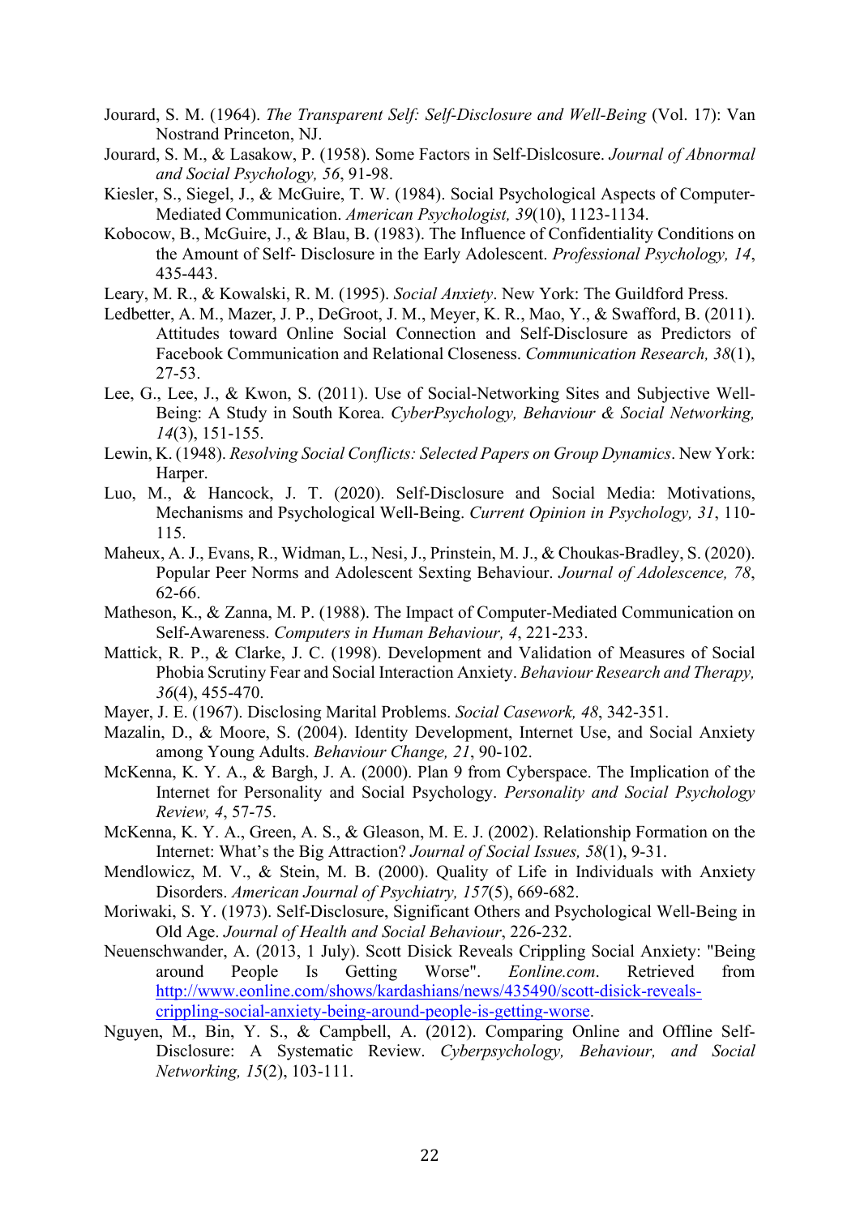Jourard, S. M. (1964). *The Transparent Self: Self-Disclosure and Well-Being* (Vol. 17): Van Nostrand Princeton, NJ.

Jourard, S. M., & Lasakow, P. (1958). Some Factors in Self-Dislcosure. *Journal of Abnormal and Social Psychology, 56*, 91-98.

Kiesler, S., Siegel, J., & McGuire, T. W. (1984). Social Psychological Aspects of Computer-Mediated Communication. *American Psychologist, 39*(10), 1123-1134.

Kobocow, B., McGuire, J., & Blau, B. (1983). The Influence of Confidentiality Conditions on the Amount of Self- Disclosure in the Early Adolescent. *Professional Psychology, 14*, 435-443.

Leary, M. R., & Kowalski, R. M. (1995). *Social Anxiety*. New York: The Guildford Press.

Ledbetter, A. M., Mazer, J. P., DeGroot, J. M., Meyer, K. R., Mao, Y., & Swafford, B. (2011). Attitudes toward Online Social Connection and Self-Disclosure as Predictors of Facebook Communication and Relational Closeness. *Communication Research, 38*(1), 27-53.

Lee, G., Lee, J., & Kwon, S. (2011). Use of Social-Networking Sites and Subjective Well-Being: A Study in South Korea. *CyberPsychology, Behaviour & Social Networking, 14*(3), 151-155.

Lewin, K. (1948). *Resolving Social Conflicts: Selected Papers on Group Dynamics*. New York: Harper.

Luo, M., & Hancock, J. T. (2020). Self-Disclosure and Social Media: Motivations, Mechanisms and Psychological Well-Being. *Current Opinion in Psychology, 31*, 110-115.

Maheux, A. J., Evans, R., Widman, L., Nesi, J., Prinstein, M. J., & Choukas-Bradley, S. (2020). Popular Peer Norms and Adolescent Sexting Behaviour. *Journal of Adolescence, 78*, 62-66.

Matheson, K., & Zanna, M. P. (1988). The Impact of Computer-Mediated Communication on Self-Awareness. *Computers in Human Behaviour, 4*, 221-233.

Mattick, R. P., & Clarke, J. C. (1998). Development and Validation of Measures of Social Phobia Scrutiny Fear and Social Interaction Anxiety. *Behaviour Research and Therapy, 36*(4), 455-470.

Mayer, J. E. (1967). Disclosing Marital Problems. *Social Casework, 48*, 342-351.

Mazalin, D., & Moore, S. (2004). Identity Development, Internet Use, and Social Anxiety among Young Adults. *Behaviour Change, 21*, 90-102.

McKenna, K. Y. A., & Bargh, J. A. (2000). Plan 9 from Cyberspace. The Implication of the Internet for Personality and Social Psychology. *Personality and Social Psychology Review, 4*, 57-75.

McKenna, K. Y. A., Green, A. S., & Gleason, M. E. J. (2002). Relationship Formation on the Internet: What's the Big Attraction? *Journal of Social Issues, 58*(1), 9-31.

Mendlowicz, M. V., & Stein, M. B. (2000). Quality of Life in Individuals with Anxiety Disorders. *American Journal of Psychiatry, 157*(5), 669-682.

Moriwaki, S. Y. (1973). Self-Disclosure, Significant Others and Psychological Well-Being in Old Age. *Journal of Health and Social Behaviour*, 226-232.

Neuenschwander, A. (2013, 1 July). Scott Disick Reveals Crippling Social Anxiety: "Being around People Is Getting Worse". *Eonline.com*. Retrieved from http://www.eonline.com/shows/kardashians/news/435490/scott-disick-reveals-crippling-social-anxiety-being-around-people-is-getting-worse.

Nguyen, M., Bin, Y. S., & Campbell, A. (2012). Comparing Online and Offline Self-Disclosure: A Systematic Review. *Cyberpsychology, Behaviour, and Social Networking, 15*(2), 103-111.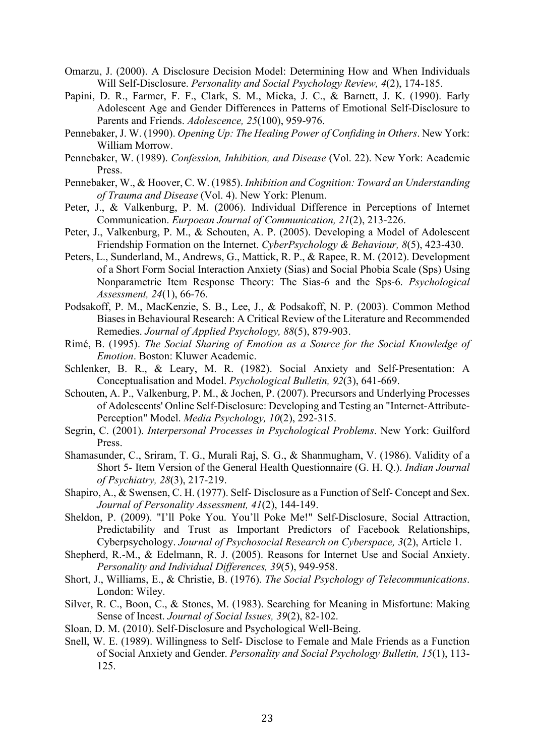Omarzu, J. (2000). A Disclosure Decision Model: Determining How and When Individuals Will Self-Disclosure. *Personality and Social Psychology Review, 4*(2), 174-185.

Papini, D. R., Farmer, F. F., Clark, S. M., Micka, J. C., & Barnett, J. K. (1990). Early Adolescent Age and Gender Differences in Patterns of Emotional Self-Disclosure to Parents and Friends. *Adolescence, 25*(100), 959-976.

Pennebaker, J. W. (1990). *Opening Up: The Healing Power of Confiding in Others*. New York: William Morrow.

Pennebaker, W. (1989). *Confession, Inhibition, and Disease* (Vol. 22). New York: Academic Press.

Pennebaker, W., & Hoover, C. W. (1985). *Inhibition and Cognition: Toward an Understanding of Trauma and Disease* (Vol. 4). New York: Plenum.

Peter, J., & Valkenburg, P. M. (2006). Individual Difference in Perceptions of Internet Communication. *Eurpoean Journal of Communication, 21*(2), 213-226.

Peter, J., Valkenburg, P. M., & Schouten, A. P. (2005). Developing a Model of Adolescent Friendship Formation on the Internet. *CyberPsychology & Behaviour, 8*(5), 423-430.

Peters, L., Sunderland, M., Andrews, G., Mattick, R. P., & Rapee, R. M. (2012). Development of a Short Form Social Interaction Anxiety (Sias) and Social Phobia Scale (Sps) Using Nonparametric Item Response Theory: The Sias-6 and the Sps-6. *Psychological Assessment, 24*(1), 66-76.

Podsakoff, P. M., MacKenzie, S. B., Lee, J., & Podsakoff, N. P. (2003). Common Method Biases in Behavioural Research: A Critical Review of the Literature and Recommended Remedies. *Journal of Applied Psychology, 88*(5), 879-903.

Rimé, B. (1995). *The Social Sharing of Emotion as a Source for the Social Knowledge of Emotion*. Boston: Kluwer Academic.

Schlenker, B. R., & Leary, M. R. (1982). Social Anxiety and Self-Presentation: A Conceptualisation and Model. *Psychological Bulletin, 92*(3), 641-669.

Schouten, A. P., Valkenburg, P. M., & Jochen, P. (2007). Precursors and Underlying Processes of Adolescents' Online Self-Disclosure: Developing and Testing an "Internet-Attribute-Perception" Model. *Media Psychology, 10*(2), 292-315.

Segrin, C. (2001). *Interpersonal Processes in Psychological Problems*. New York: Guilford Press.

Shamasunder, C., Sriram, T. G., Murali Raj, S. G., & Shanmugham, V. (1986). Validity of a Short 5- Item Version of the General Health Questionnaire (G. H. Q.). *Indian Journal of Psychiatry, 28*(3), 217-219.

Shapiro, A., & Swensen, C. H. (1977). Self- Disclosure as a Function of Self- Concept and Sex. *Journal of Personality Assessment, 41*(2), 144-149.

Sheldon, P. (2009). "I'll Poke You. You'll Poke Me!" Self-Disclosure, Social Attraction, Predictability and Trust as Important Predictors of Facebook Relationships, Cyberpsychology. *Journal of Psychosocial Research on Cyberspace, 3*(2), Article 1.

Shepherd, R.-M., & Edelmann, R. J. (2005). Reasons for Internet Use and Social Anxiety. *Personality and Individual Differences, 39*(5), 949-958.

Short, J., Williams, E., & Christie, B. (1976). *The Social Psychology of Telecommunications*. London: Wiley.

Silver, R. C., Boon, C., & Stones, M. (1983). Searching for Meaning in Misfortune: Making Sense of Incest. *Journal of Social Issues, 39*(2), 82-102.

Sloan, D. M. (2010). Self-Disclosure and Psychological Well-Being.

Snell, W. E. (1989). Willingness to Self- Disclose to Female and Male Friends as a Function of Social Anxiety and Gender. *Personality and Social Psychology Bulletin, 15*(1), 113-125.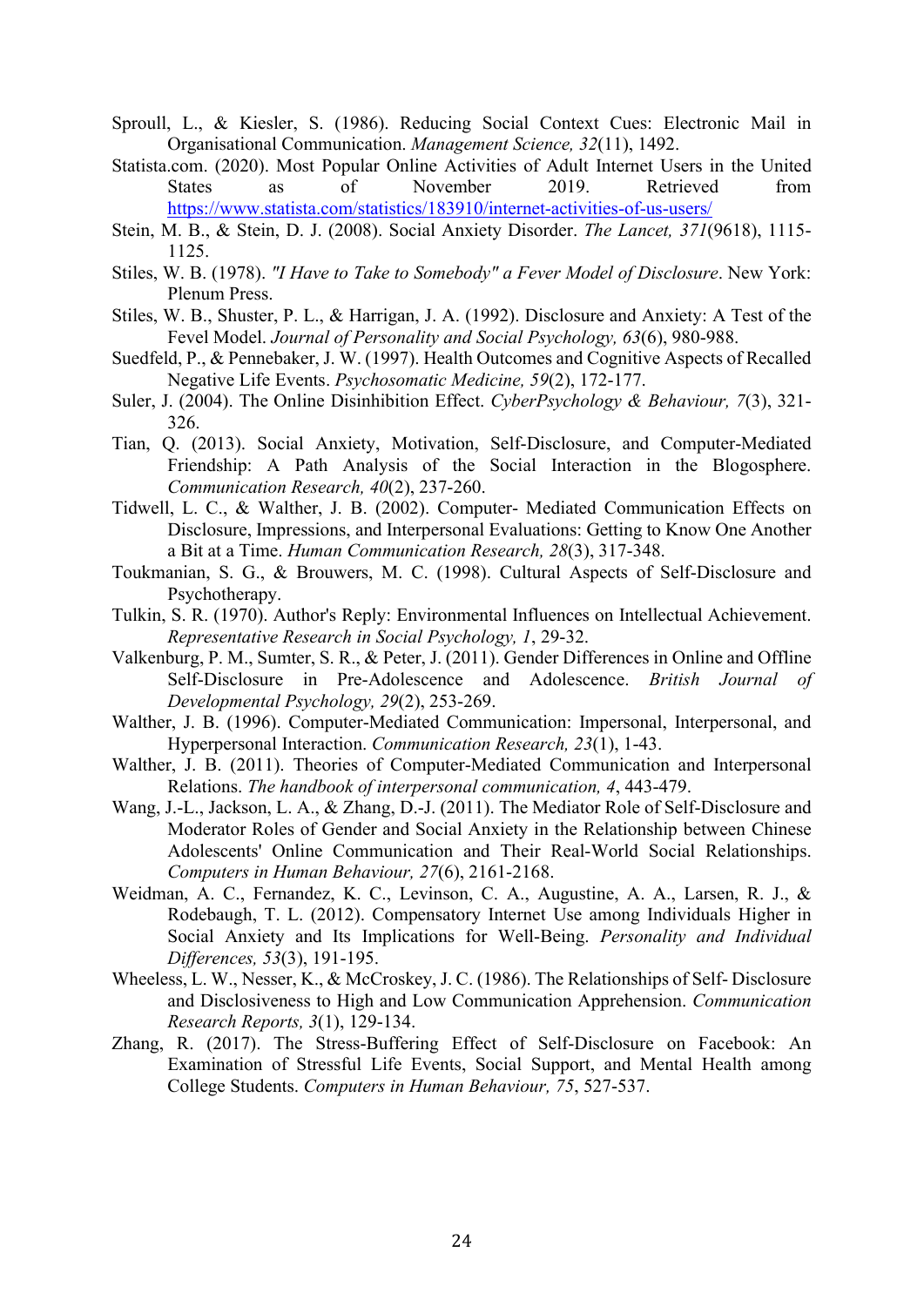Sproull, L., & Kiesler, S. (1986). Reducing Social Context Cues: Electronic Mail in Organisational Communication. *Management Science, 32*(11), 1492.

Statista.com. (2020). Most Popular Online Activities of Adult Internet Users in the United States as of November 2019. Retrieved from https://www.statista.com/statistics/183910/internet-activities-of-us-users/

Stein, M. B., & Stein, D. J. (2008). Social Anxiety Disorder. *The Lancet, 371*(9618), 1115-1125.

Stiles, W. B. (1978). *"I Have to Take to Somebody" a Fever Model of Disclosure*. New York: Plenum Press.

Stiles, W. B., Shuster, P. L., & Harrigan, J. A. (1992). Disclosure and Anxiety: A Test of the Fevel Model. *Journal of Personality and Social Psychology, 63*(6), 980-988.

Suedfeld, P., & Pennebaker, J. W. (1997). Health Outcomes and Cognitive Aspects of Recalled Negative Life Events. *Psychosomatic Medicine, 59*(2), 172-177.

Suler, J. (2004). The Online Disinhibition Effect. *CyberPsychology & Behaviour, 7*(3), 321-326.

Tian, Q. (2013). Social Anxiety, Motivation, Self-Disclosure, and Computer-Mediated Friendship: A Path Analysis of the Social Interaction in the Blogosphere. *Communication Research, 40*(2), 237-260.

Tidwell, L. C., & Walther, J. B. (2002). Computer- Mediated Communication Effects on Disclosure, Impressions, and Interpersonal Evaluations: Getting to Know One Another a Bit at a Time. *Human Communication Research, 28*(3), 317-348.

Toukmanian, S. G., & Brouwers, M. C. (1998). Cultural Aspects of Self-Disclosure and Psychotherapy.

Tulkin, S. R. (1970). Author's Reply: Environmental Influences on Intellectual Achievement. *Representative Research in Social Psychology, 1*, 29-32.

Valkenburg, P. M., Sumter, S. R., & Peter, J. (2011). Gender Differences in Online and Offline Self-Disclosure in Pre-Adolescence and Adolescence. *British Journal of Developmental Psychology, 29*(2), 253-269.

Walther, J. B. (1996). Computer-Mediated Communication: Impersonal, Interpersonal, and Hyperpersonal Interaction. *Communication Research, 23*(1), 1-43.

Walther, J. B. (2011). Theories of Computer-Mediated Communication and Interpersonal Relations. *The handbook of interpersonal communication, 4*, 443-479.

Wang, J.-L., Jackson, L. A., & Zhang, D.-J. (2011). The Mediator Role of Self-Disclosure and Moderator Roles of Gender and Social Anxiety in the Relationship between Chinese Adolescents' Online Communication and Their Real-World Social Relationships. *Computers in Human Behaviour, 27*(6), 2161-2168.

Weidman, A. C., Fernandez, K. C., Levinson, C. A., Augustine, A. A., Larsen, R. J., & Rodebaugh, T. L. (2012). Compensatory Internet Use among Individuals Higher in Social Anxiety and Its Implications for Well-Being. *Personality and Individual Differences, 53*(3), 191-195.

Wheeless, L. W., Nesser, K., & McCroskey, J. C. (1986). The Relationships of Self- Disclosure and Disclosiveness to High and Low Communication Apprehension. *Communication Research Reports, 3*(1), 129-134.

Zhang, R. (2017). The Stress-Buffering Effect of Self-Disclosure on Facebook: An Examination of Stressful Life Events, Social Support, and Mental Health among College Students. *Computers in Human Behaviour, 75*, 527-537.